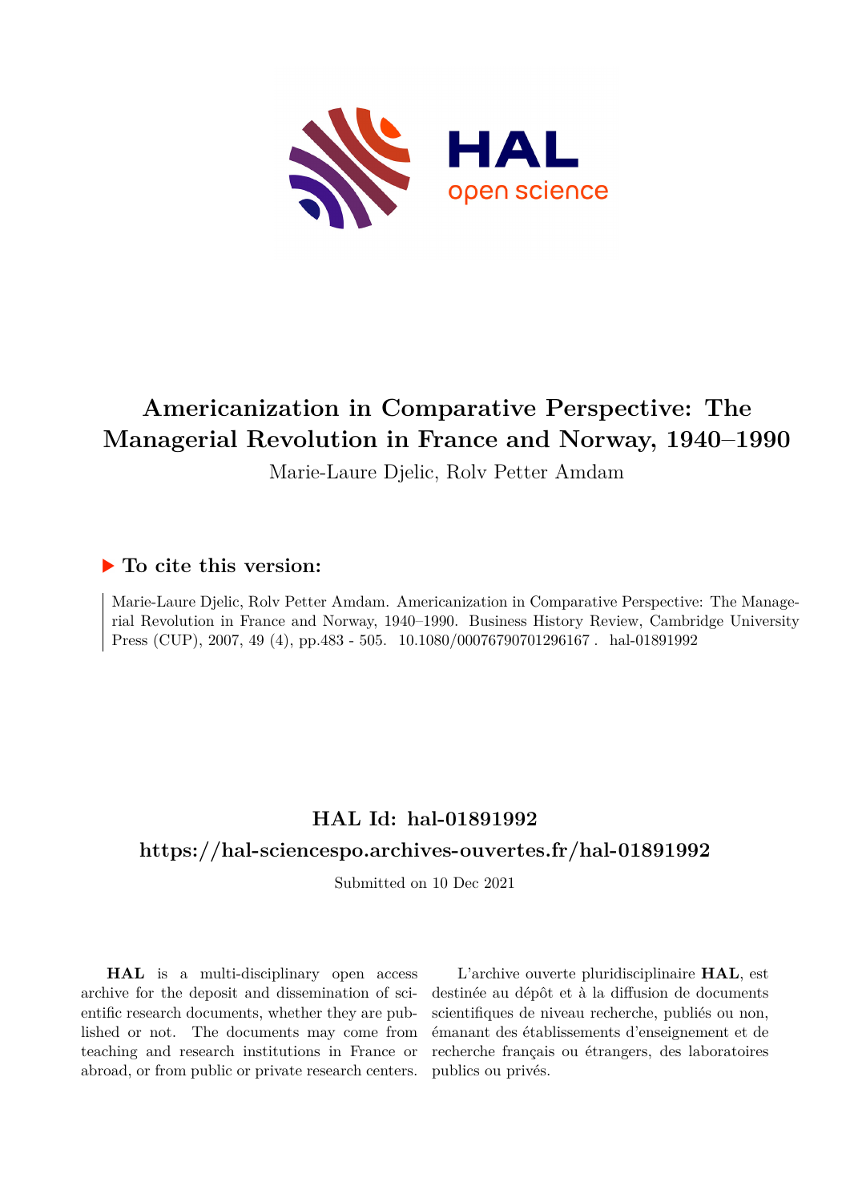# Americanization in Comparative Perspective: The Managerial Revolution in France and Norway, 1940–1990

Marie-Laure Djelic, Rolv Petter Amdam

## ▶ To cite this version:

Marie-Laure Djelic, Rolv Petter Amdam. Americanization in Comparative Perspective: The Managerial Revolution in France and Norway, 1940–1990. Business History Review, Cambridge University Press (CUP), 2007, 49 (4), pp.483 - 505. 10.1080/00076790701296167 . hal-01891992

## HAL Id: hal-01891992

## https://hal-sciencespo.archives-ouvertes.fr/hal-01891992

Submitted on 10 Dec 2021

**HAL** is a multi-disciplinary open access archive for the deposit and dissemination of scientific research documents, whether they are published or not. The documents may come from teaching and research institutions in France or abroad, or from public or private research centers.

L'archive ouverte pluridisciplinaire **HAL**, est destinée au dépôt et à la diffusion de documents scientifiques de niveau recherche, publiés ou non, émanant des établissements d'enseignement et de recherche français ou étrangers, des laboratoires publics ou privés.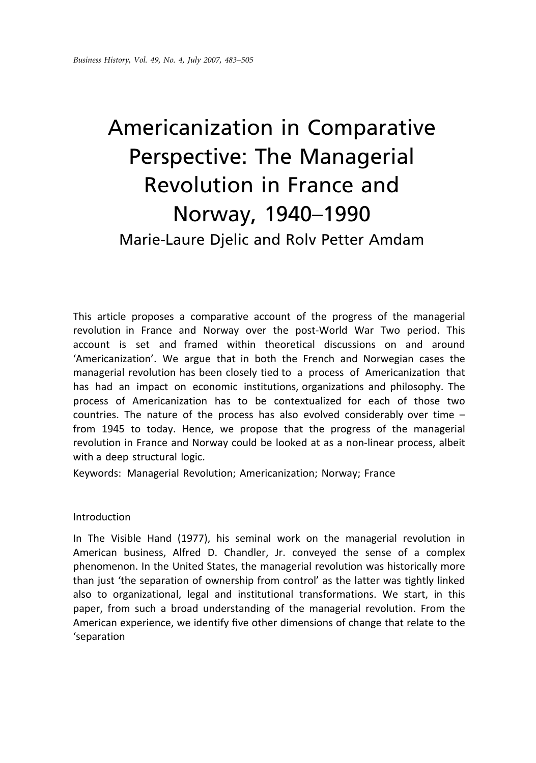# Americanization in Comparative Perspective: The Managerial Revolution in France and Norway, 1940–1990

Marie-Laure Djelic and Rolv Petter Amdam

This article proposes a comparative account of the progress of the managerial revolution in France and Norway over the post-World War Two period. This account is set and framed within theoretical discussions on and around 'Americanization'. We argue that in both the French and Norwegian cases the managerial revolution has been closely tied to a process of Americanization that has had an impact on economic institutions, organizations and philosophy. The process of Americanization has to be contextualized for each of those two countries. The nature of the process has also evolved considerably over time – from 1945 to today. Hence, we propose that the progress of the managerial revolution in France and Norway could be looked at as a non-linear process, albeit with a deep structural logic.

Keywords: Managerial Revolution; Americanization; Norway; France

## Introduction

In The Visible Hand (1977), his seminal work on the managerial revolution in American business, Alfred D. Chandler, Jr. conveyed the sense of a complex phenomenon. In the United States, the managerial revolution was historically more than just 'the separation of ownership from control' as the latter was tightly linked also to organizational, legal and institutional transformations. We start, in this paper, from such a broad understanding of the managerial revolution. From the American experience, we identify five other dimensions of change that relate to the 'separation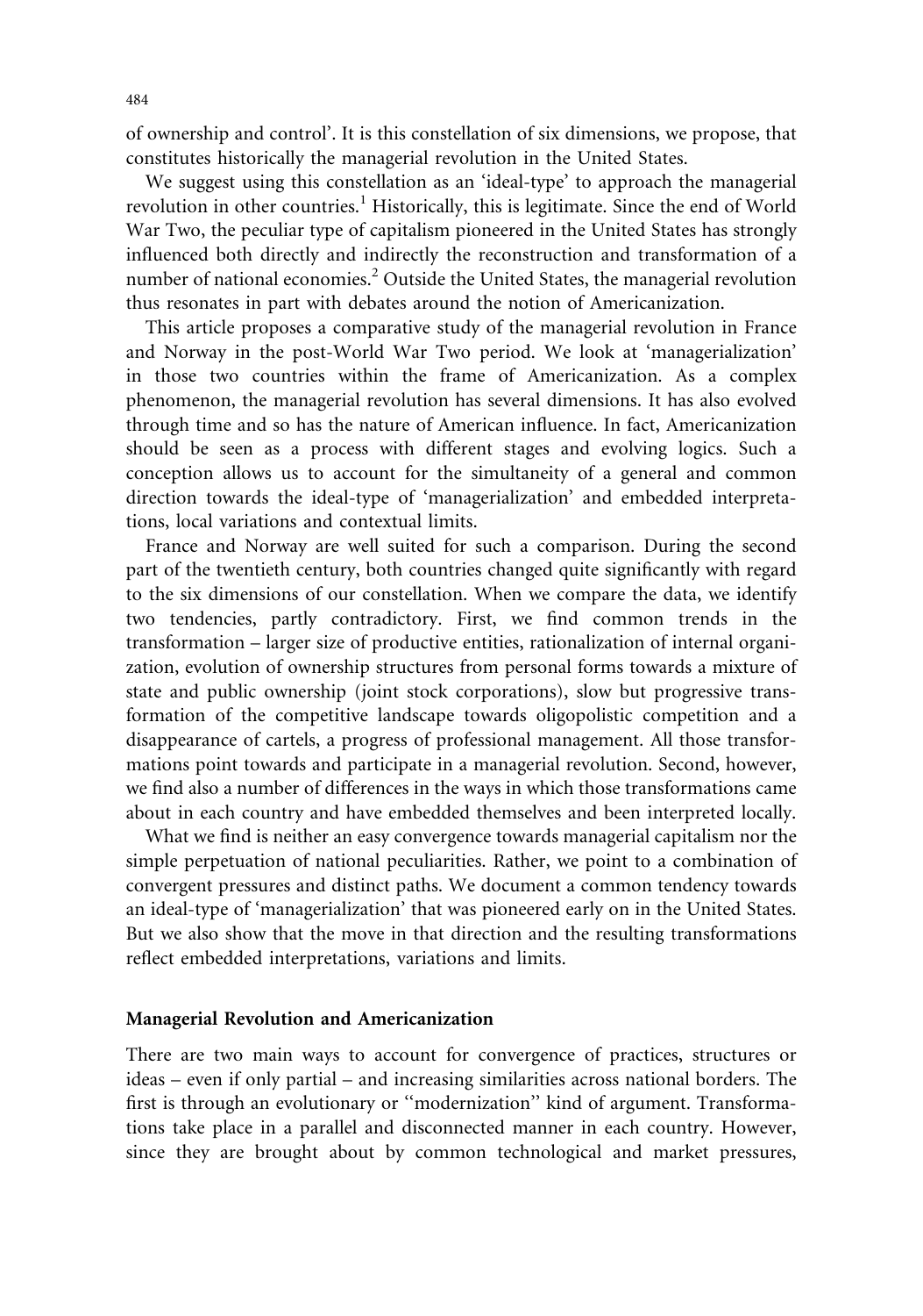of ownership and control'. It is this constellation of six dimensions, we propose, that constitutes historically the managerial revolution in the United States.

We suggest using this constellation as an 'ideal-type' to approach the managerial revolution in other countries.[1] Historically, this is legitimate. Since the end of World War Two, the peculiar type of capitalism pioneered in the United States has strongly influenced both directly and indirectly the reconstruction and transformation of a number of national economies.[2] Outside the United States, the managerial revolution thus resonates in part with debates around the notion of Americanization.

This article proposes a comparative study of the managerial revolution in France and Norway in the post-World War Two period. We look at 'managerialization' in those two countries within the frame of Americanization. As a complex phenomenon, the managerial revolution has several dimensions. It has also evolved through time and so has the nature of American influence. In fact, Americanization should be seen as a process with different stages and evolving logics. Such a conception allows us to account for the simultaneity of a general and common direction towards the ideal-type of 'managerialization' and embedded interpretations, local variations and contextual limits.

France and Norway are well suited for such a comparison. During the second part of the twentieth century, both countries changed quite significantly with regard to the six dimensions of our constellation. When we compare the data, we identify two tendencies, partly contradictory. First, we find common trends in the transformation – larger size of productive entities, rationalization of internal organization, evolution of ownership structures from personal forms towards a mixture of state and public ownership (joint stock corporations), slow but progressive transformation of the competitive landscape towards oligopolistic competition and a disappearance of cartels, a progress of professional management. All those transformations point towards and participate in a managerial revolution. Second, however, we find also a number of differences in the ways in which those transformations came about in each country and have embedded themselves and been interpreted locally.

What we find is neither an easy convergence towards managerial capitalism nor the simple perpetuation of national peculiarities. Rather, we point to a combination of convergent pressures and distinct paths. We document a common tendency towards an ideal-type of 'managerialization' that was pioneered early on in the United States. But we also show that the move in that direction and the resulting transformations reflect embedded interpretations, variations and limits.

## Managerial Revolution and Americanization

There are two main ways to account for convergence of practices, structures or ideas – even if only partial – and increasing similarities across national borders. The first is through an evolutionary or "modernization" kind of argument. Transformations take place in a parallel and disconnected manner in each country. However, since they are brought about by common technological and market pressures,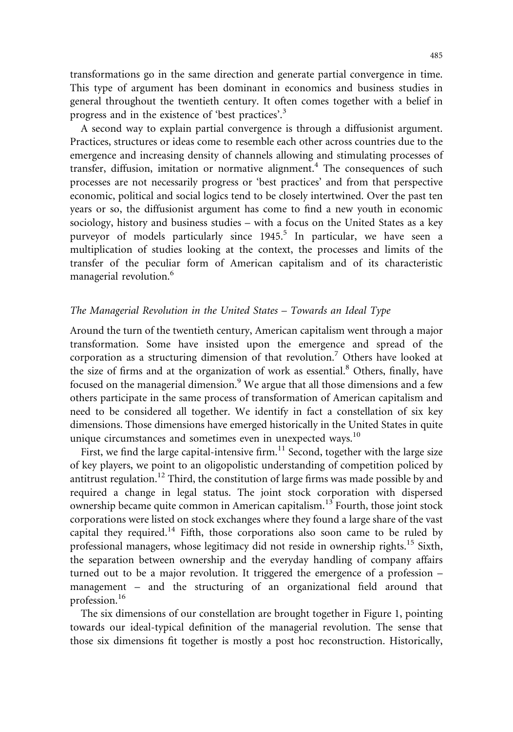transformations go in the same direction and generate partial convergence in time. This type of argument has been dominant in economics and business studies in general throughout the twentieth century. It often comes together with a belief in progress and in the existence of 'best practices'.[3]

A second way to explain partial convergence is through a diffusionist argument. Practices, structures or ideas come to resemble each other across countries due to the emergence and increasing density of channels allowing and stimulating processes of transfer, diffusion, imitation or normative alignment.[4] The consequences of such processes are not necessarily progress or 'best practices' and from that perspective economic, political and social logics tend to be closely intertwined. Over the past ten years or so, the diffusionist argument has come to find a new youth in economic sociology, history and business studies – with a focus on the United States as a key purveyor of models particularly since 1945.[5] In particular, we have seen a multiplication of studies looking at the context, the processes and limits of the transfer of the peculiar form of American capitalism and of its characteristic managerial revolution.[6]

### *The Managerial Revolution in the United States – Towards an Ideal Type*

Around the turn of the twentieth century, American capitalism went through a major transformation. Some have insisted upon the emergence and spread of the corporation as a structuring dimension of that revolution.[7] Others have looked at the size of firms and at the organization of work as essential.[8] Others, finally, have focused on the managerial dimension.[9] We argue that all those dimensions and a few others participate in the same process of transformation of American capitalism and need to be considered all together. We identify in fact a constellation of six key dimensions. Those dimensions have emerged historically in the United States in quite unique circumstances and sometimes even in unexpected ways.[10]

First, we find the large capital-intensive firm.[11] Second, together with the large size of key players, we point to an oligopolistic understanding of competition policed by antitrust regulation.[12] Third, the constitution of large firms was made possible by and required a change in legal status. The joint stock corporation with dispersed ownership became quite common in American capitalism.[13] Fourth, those joint stock corporations were listed on stock exchanges where they found a large share of the vast capital they required.[14] Fifth, those corporations also soon came to be ruled by professional managers, whose legitimacy did not reside in ownership rights.[15] Sixth, the separation between ownership and the everyday handling of company affairs turned out to be a major revolution. It triggered the emergence of a profession – management – and the structuring of an organizational field around that profession.[16]

The six dimensions of our constellation are brought together in Figure 1, pointing towards our ideal-typical definition of the managerial revolution. The sense that those six dimensions fit together is mostly a post hoc reconstruction. Historically,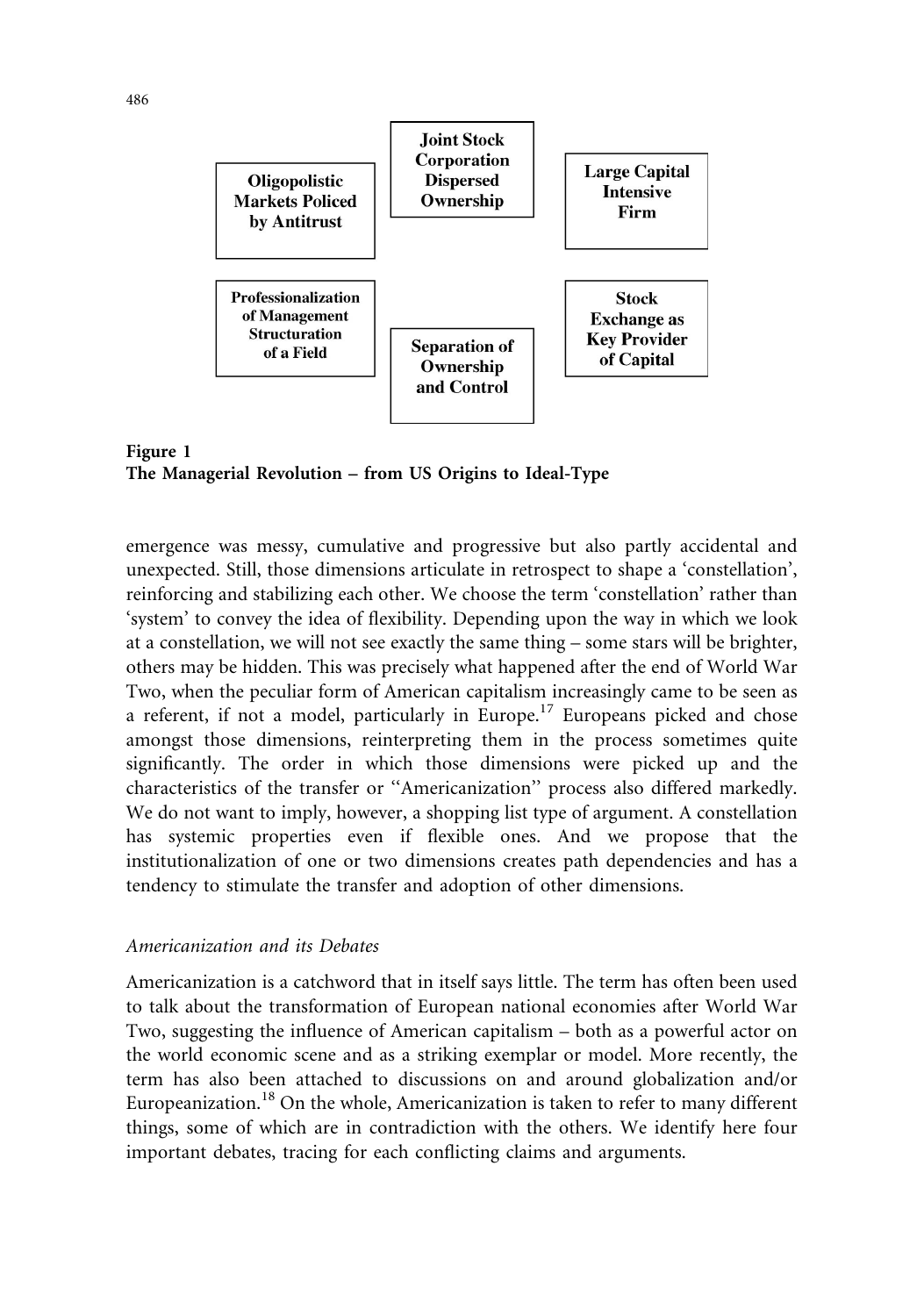Oligopolistic Markets Policed by Antitrust

Joint Stock Corporation Dispersed Ownership

Large Capital Intensive Firm

Professionalization of Management Structuration of a Field

Separation of Ownership and Control

Stock Exchange as Key Provider of Capital

**Figure 1**
**The Managerial Revolution – from US Origins to Ideal-Type**

emergence was messy, cumulative and progressive but also partly accidental and unexpected. Still, those dimensions articulate in retrospect to shape a 'constellation', reinforcing and stabilizing each other. We choose the term 'constellation' rather than 'system' to convey the idea of flexibility. Depending upon the way in which we look at a constellation, we will not see exactly the same thing – some stars will be brighter, others may be hidden. This was precisely what happened after the end of World War Two, when the peculiar form of American capitalism increasingly came to be seen as a referent, if not a model, particularly in Europe.[17] Europeans picked and chose amongst those dimensions, reinterpreting them in the process sometimes quite significantly. The order in which those dimensions were picked up and the characteristics of the transfer or ''Americanization'' process also differed markedly. We do not want to imply, however, a shopping list type of argument. A constellation has systemic properties even if flexible ones. And we propose that the institutionalization of one or two dimensions creates path dependencies and has a tendency to stimulate the transfer and adoption of other dimensions.

### *Americanization and its Debates*

Americanization is a catchword that in itself says little. The term has often been used to talk about the transformation of European national economies after World War Two, suggesting the influence of American capitalism – both as a powerful actor on the world economic scene and as a striking exemplar or model. More recently, the term has also been attached to discussions on and around globalization and/or Europeanization.[18] On the whole, Americanization is taken to refer to many different things, some of which are in contradiction with the others. We identify here four important debates, tracing for each conflicting claims and arguments.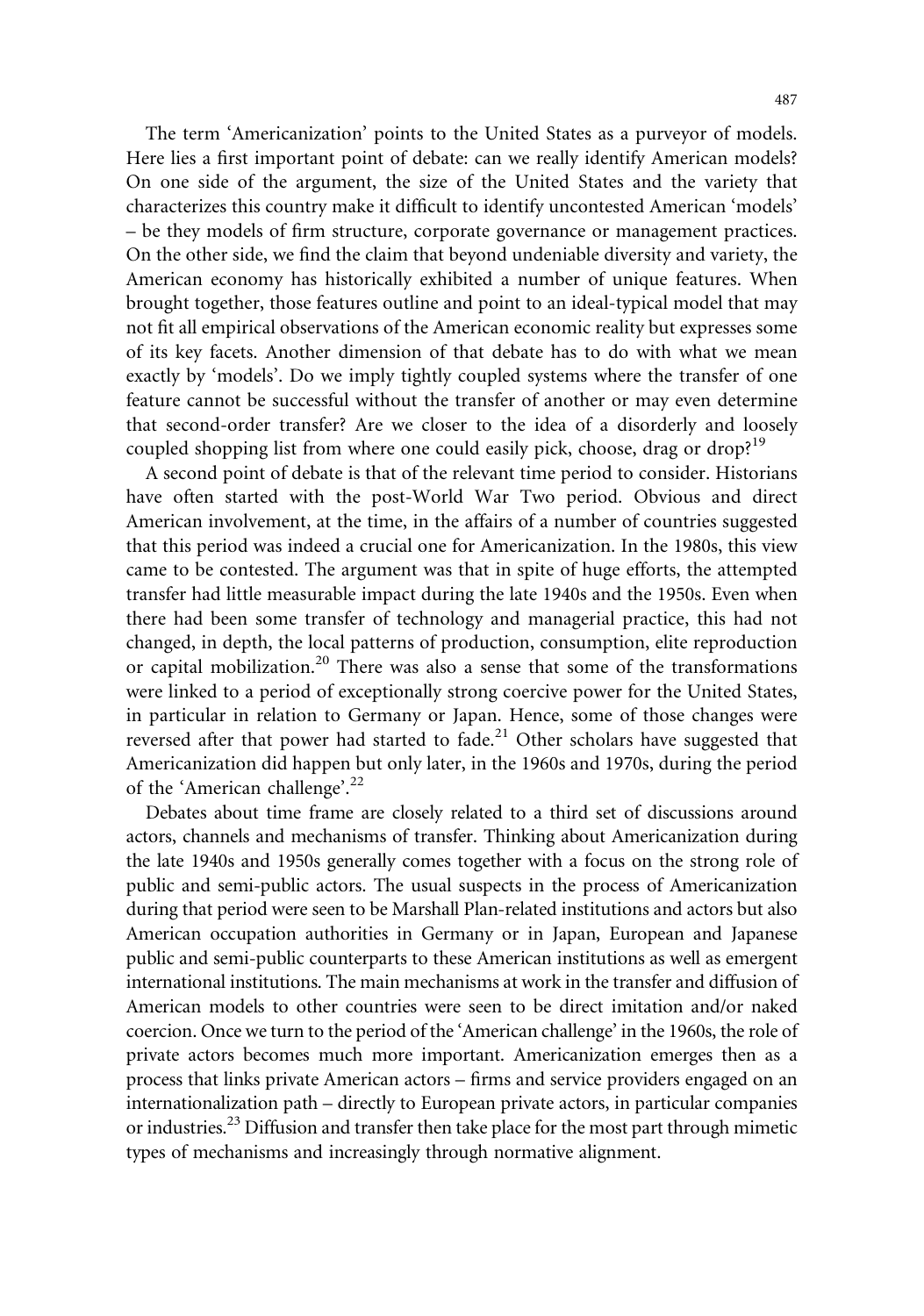The term 'Americanization' points to the United States as a purveyor of models. Here lies a first important point of debate: can we really identify American models? On one side of the argument, the size of the United States and the variety that characterizes this country make it difficult to identify uncontested American 'models' – be they models of firm structure, corporate governance or management practices. On the other side, we find the claim that beyond undeniable diversity and variety, the American economy has historically exhibited a number of unique features. When brought together, those features outline and point to an ideal-typical model that may not fit all empirical observations of the American economic reality but expresses some of its key facets. Another dimension of that debate has to do with what we mean exactly by 'models'. Do we imply tightly coupled systems where the transfer of one feature cannot be successful without the transfer of another or may even determine that second-order transfer? Are we closer to the idea of a disorderly and loosely coupled shopping list from where one could easily pick, choose, drag or drop?[19]

A second point of debate is that of the relevant time period to consider. Historians have often started with the post-World War Two period. Obvious and direct American involvement, at the time, in the affairs of a number of countries suggested that this period was indeed a crucial one for Americanization. In the 1980s, this view came to be contested. The argument was that in spite of huge efforts, the attempted transfer had little measurable impact during the late 1940s and the 1950s. Even when there had been some transfer of technology and managerial practice, this had not changed, in depth, the local patterns of production, consumption, elite reproduction or capital mobilization.[20] There was also a sense that some of the transformations were linked to a period of exceptionally strong coercive power for the United States, in particular in relation to Germany or Japan. Hence, some of those changes were reversed after that power had started to fade.[21] Other scholars have suggested that Americanization did happen but only later, in the 1960s and 1970s, during the period of the 'American challenge'.[22]

Debates about time frame are closely related to a third set of discussions around actors, channels and mechanisms of transfer. Thinking about Americanization during the late 1940s and 1950s generally comes together with a focus on the strong role of public and semi-public actors. The usual suspects in the process of Americanization during that period were seen to be Marshall Plan-related institutions and actors but also American occupation authorities in Germany or in Japan, European and Japanese public and semi-public counterparts to these American institutions as well as emergent international institutions. The main mechanisms at work in the transfer and diffusion of American models to other countries were seen to be direct imitation and/or naked coercion. Once we turn to the period of the 'American challenge' in the 1960s, the role of private actors becomes much more important. Americanization emerges then as a process that links private American actors – firms and service providers engaged on an internationalization path – directly to European private actors, in particular companies or industries.[23] Diffusion and transfer then take place for the most part through mimetic types of mechanisms and increasingly through normative alignment.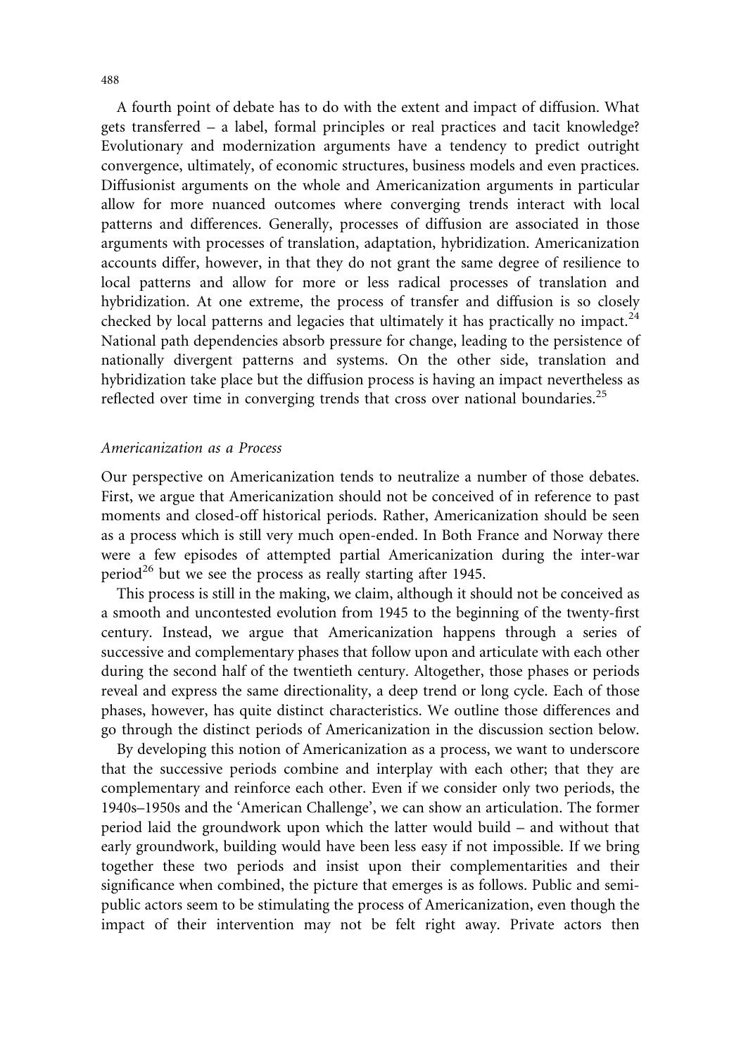A fourth point of debate has to do with the extent and impact of diffusion. What gets transferred – a label, formal principles or real practices and tacit knowledge? Evolutionary and modernization arguments have a tendency to predict outright convergence, ultimately, of economic structures, business models and even practices. Diffusionist arguments on the whole and Americanization arguments in particular allow for more nuanced outcomes where converging trends interact with local patterns and differences. Generally, processes of diffusion are associated in those arguments with processes of translation, adaptation, hybridization. Americanization accounts differ, however, in that they do not grant the same degree of resilience to local patterns and allow for more or less radical processes of translation and hybridization. At one extreme, the process of transfer and diffusion is so closely checked by local patterns and legacies that ultimately it has practically no impact.[24] National path dependencies absorb pressure for change, leading to the persistence of nationally divergent patterns and systems. On the other side, translation and hybridization take place but the diffusion process is having an impact nevertheless as reflected over time in converging trends that cross over national boundaries.[25]

### *Americanization as a Process*

Our perspective on Americanization tends to neutralize a number of those debates. First, we argue that Americanization should not be conceived of in reference to past moments and closed-off historical periods. Rather, Americanization should be seen as a process which is still very much open-ended. In Both France and Norway there were a few episodes of attempted partial Americanization during the inter-war period[26] but we see the process as really starting after 1945.

This process is still in the making, we claim, although it should not be conceived as a smooth and uncontested evolution from 1945 to the beginning of the twenty-first century. Instead, we argue that Americanization happens through a series of successive and complementary phases that follow upon and articulate with each other during the second half of the twentieth century. Altogether, those phases or periods reveal and express the same directionality, a deep trend or long cycle. Each of those phases, however, has quite distinct characteristics. We outline those differences and go through the distinct periods of Americanization in the discussion section below.

By developing this notion of Americanization as a process, we want to underscore that the successive periods combine and interplay with each other; that they are complementary and reinforce each other. Even if we consider only two periods, the 1940s–1950s and the 'American Challenge', we can show an articulation. The former period laid the groundwork upon which the latter would build – and without that early groundwork, building would have been less easy if not impossible. If we bring together these two periods and insist upon their complementarities and their significance when combined, the picture that emerges is as follows. Public and semi-public actors seem to be stimulating the process of Americanization, even though the impact of their intervention may not be felt right away. Private actors then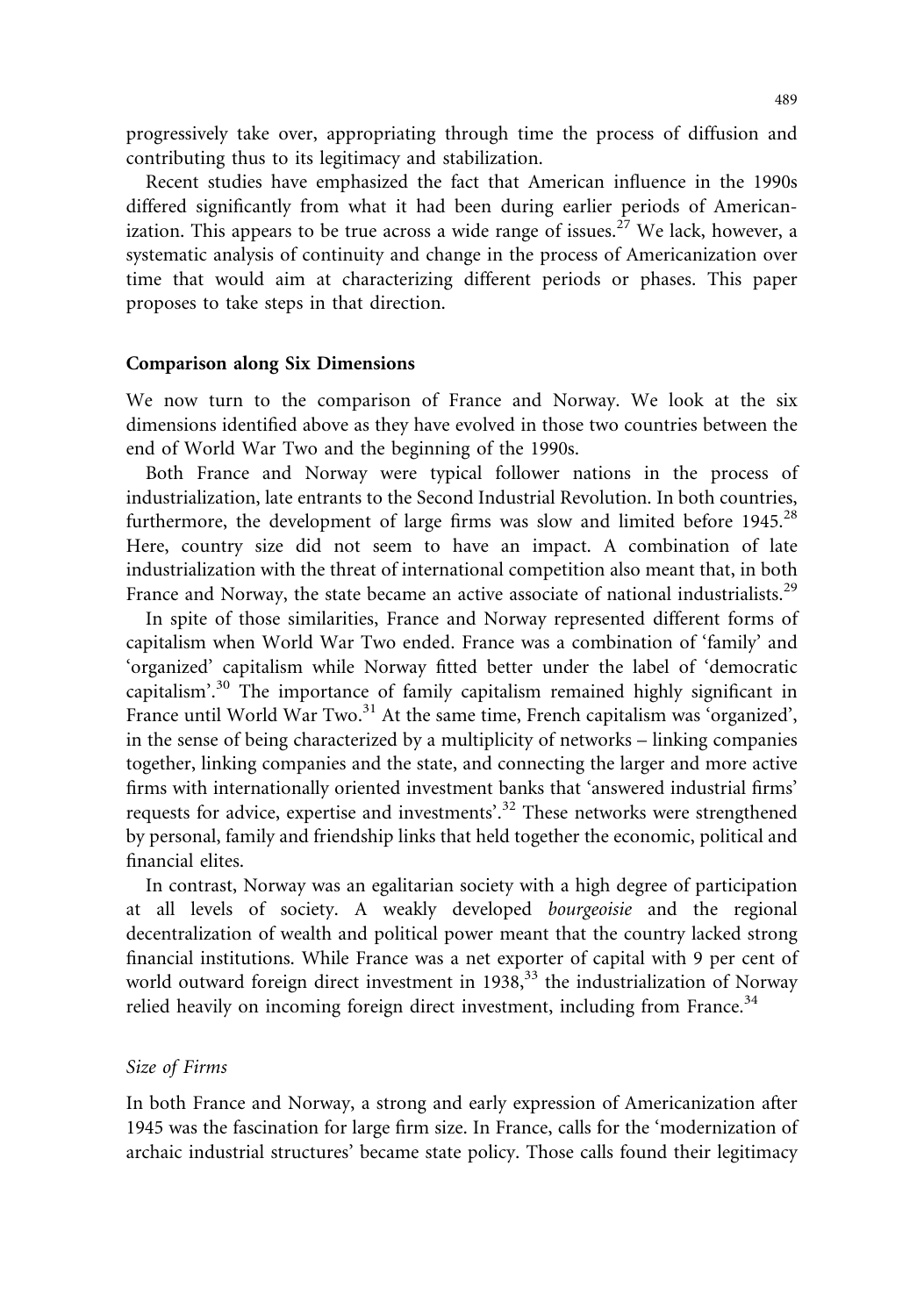progressively take over, appropriating through time the process of diffusion and contributing thus to its legitimacy and stabilization.

Recent studies have emphasized the fact that American influence in the 1990s differed significantly from what it had been during earlier periods of Americanization. This appears to be true across a wide range of issues.[27] We lack, however, a systematic analysis of continuity and change in the process of Americanization over time that would aim at characterizing different periods or phases. This paper proposes to take steps in that direction.

## Comparison along Six Dimensions

We now turn to the comparison of France and Norway. We look at the six dimensions identified above as they have evolved in those two countries between the end of World War Two and the beginning of the 1990s.

Both France and Norway were typical follower nations in the process of industrialization, late entrants to the Second Industrial Revolution. In both countries, furthermore, the development of large firms was slow and limited before 1945.[28] Here, country size did not seem to have an impact. A combination of late industrialization with the threat of international competition also meant that, in both France and Norway, the state became an active associate of national industrialists.[29]

In spite of those similarities, France and Norway represented different forms of capitalism when World War Two ended. France was a combination of 'family' and 'organized' capitalism while Norway fitted better under the label of 'democratic capitalism'.[30] The importance of family capitalism remained highly significant in France until World War Two.[31] At the same time, French capitalism was 'organized', in the sense of being characterized by a multiplicity of networks – linking companies together, linking companies and the state, and connecting the larger and more active firms with internationally oriented investment banks that 'answered industrial firms' requests for advice, expertise and investments'.[32] These networks were strengthened by personal, family and friendship links that held together the economic, political and financial elites.

In contrast, Norway was an egalitarian society with a high degree of participation at all levels of society. A weakly developed *bourgeoisie* and the regional decentralization of wealth and political power meant that the country lacked strong financial institutions. While France was a net exporter of capital with 9 per cent of world outward foreign direct investment in 1938,[33] the industrialization of Norway relied heavily on incoming foreign direct investment, including from France.[34]

### *Size of Firms*

In both France and Norway, a strong and early expression of Americanization after 1945 was the fascination for large firm size. In France, calls for the 'modernization of archaic industrial structures' became state policy. Those calls found their legitimacy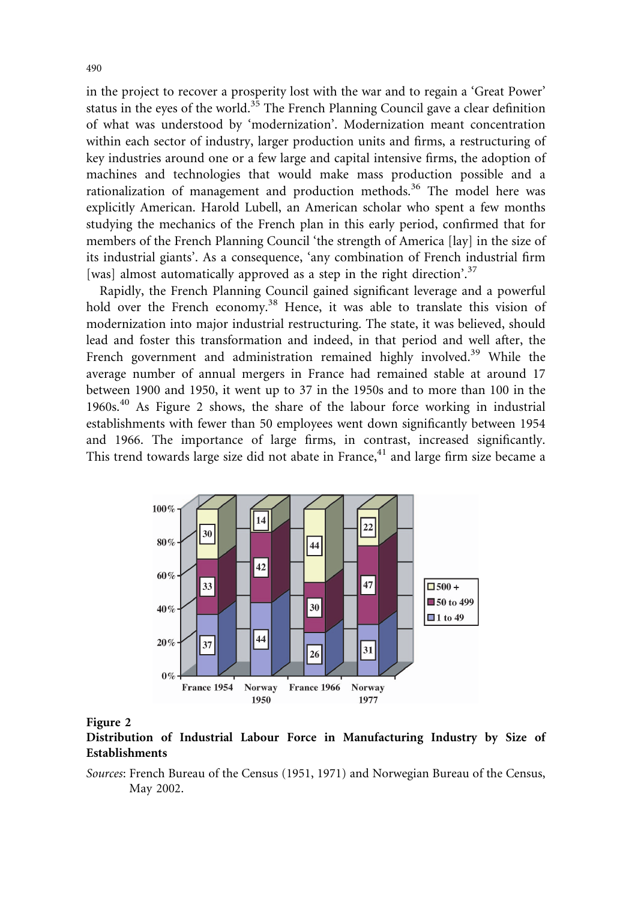in the project to recover a prosperity lost with the war and to regain a 'Great Power' status in the eyes of the world.[35] The French Planning Council gave a clear definition of what was understood by 'modernization'. Modernization meant concentration within each sector of industry, larger production units and firms, a restructuring of key industries around one or a few large and capital intensive firms, the adoption of machines and technologies that would make mass production possible and a rationalization of management and production methods.[36] The model here was explicitly American. Harold Lubell, an American scholar who spent a few months studying the mechanics of the French plan in this early period, confirmed that for members of the French Planning Council 'the strength of America [lay] in the size of its industrial giants'. As a consequence, 'any combination of French industrial firm [was] almost automatically approved as a step in the right direction'.[37]

Rapidly, the French Planning Council gained significant leverage and a powerful hold over the French economy.[38] Hence, it was able to translate this vision of modernization into major industrial restructuring. The state, it was believed, should lead and foster this transformation and indeed, in that period and well after, the French government and administration remained highly involved.[39] While the average number of annual mergers in France had remained stable at around 17 between 1900 and 1950, it went up to 37 in the 1950s and to more than 100 in the 1960s.[40] As Figure 2 shows, the share of the labour force working in industrial establishments with fewer than 50 employees went down significantly between 1954 and 1966. The importance of large firms, in contrast, increased significantly. This trend towards large size did not abate in France,[41] and large firm size became a

| | France 1954 | Norway 1950 | France 1966 | Norway 1977 |
|---|---|---|---|---|
| 500 + | 30 | 14 | 44 | 22 |
| 50 to 499 | 33 | 42 | 30 | 47 |
| 1 to 49 | 37 | 44 | 26 | 31 |

**Figure 2**
**Distribution of Industrial Labour Force in Manufacturing Industry by Size of Establishments**

*Sources*: French Bureau of the Census (1951, 1971) and Norwegian Bureau of the Census, May 2002.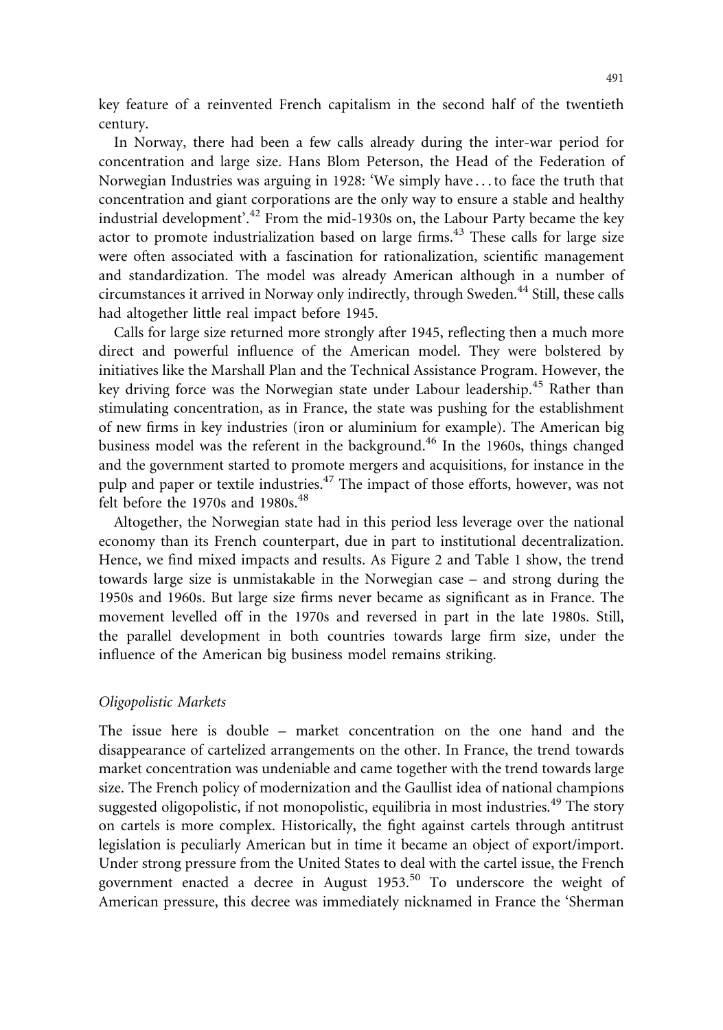key feature of a reinvented French capitalism in the second half of the twentieth century.

In Norway, there had been a few calls already during the inter-war period for concentration and large size. Hans Blom Peterson, the Head of the Federation of Norwegian Industries was arguing in 1928: 'We simply have . . . to face the truth that concentration and giant corporations are the only way to ensure a stable and healthy industrial development'.[42] From the mid-1930s on, the Labour Party became the key actor to promote industrialization based on large firms.[43] These calls for large size were often associated with a fascination for rationalization, scientific management and standardization. The model was already American although in a number of circumstances it arrived in Norway only indirectly, through Sweden.[44] Still, these calls had altogether little real impact before 1945.

Calls for large size returned more strongly after 1945, reflecting then a much more direct and powerful influence of the American model. They were bolstered by initiatives like the Marshall Plan and the Technical Assistance Program. However, the key driving force was the Norwegian state under Labour leadership.[45] Rather than stimulating concentration, as in France, the state was pushing for the establishment of new firms in key industries (iron or aluminium for example). The American big business model was the referent in the background.[46] In the 1960s, things changed and the government started to promote mergers and acquisitions, for instance in the pulp and paper or textile industries.[47] The impact of those efforts, however, was not felt before the 1970s and 1980s.[48]

Altogether, the Norwegian state had in this period less leverage over the national economy than its French counterpart, due in part to institutional decentralization. Hence, we find mixed impacts and results. As Figure 2 and Table 1 show, the trend towards large size is unmistakable in the Norwegian case – and strong during the 1950s and 1960s. But large size firms never became as significant as in France. The movement levelled off in the 1970s and reversed in part in the late 1980s. Still, the parallel development in both countries towards large firm size, under the influence of the American big business model remains striking.

### *Oligopolistic Markets*

The issue here is double – market concentration on the one hand and the disappearance of cartelized arrangements on the other. In France, the trend towards market concentration was undeniable and came together with the trend towards large size. The French policy of modernization and the Gaullist idea of national champions suggested oligopolistic, if not monopolistic, equilibria in most industries.[49] The story on cartels is more complex. Historically, the fight against cartels through antitrust legislation is peculiarly American but in time it became an object of export/import. Under strong pressure from the United States to deal with the cartel issue, the French government enacted a decree in August 1953.[50] To underscore the weight of American pressure, this decree was immediately nicknamed in France the 'Sherman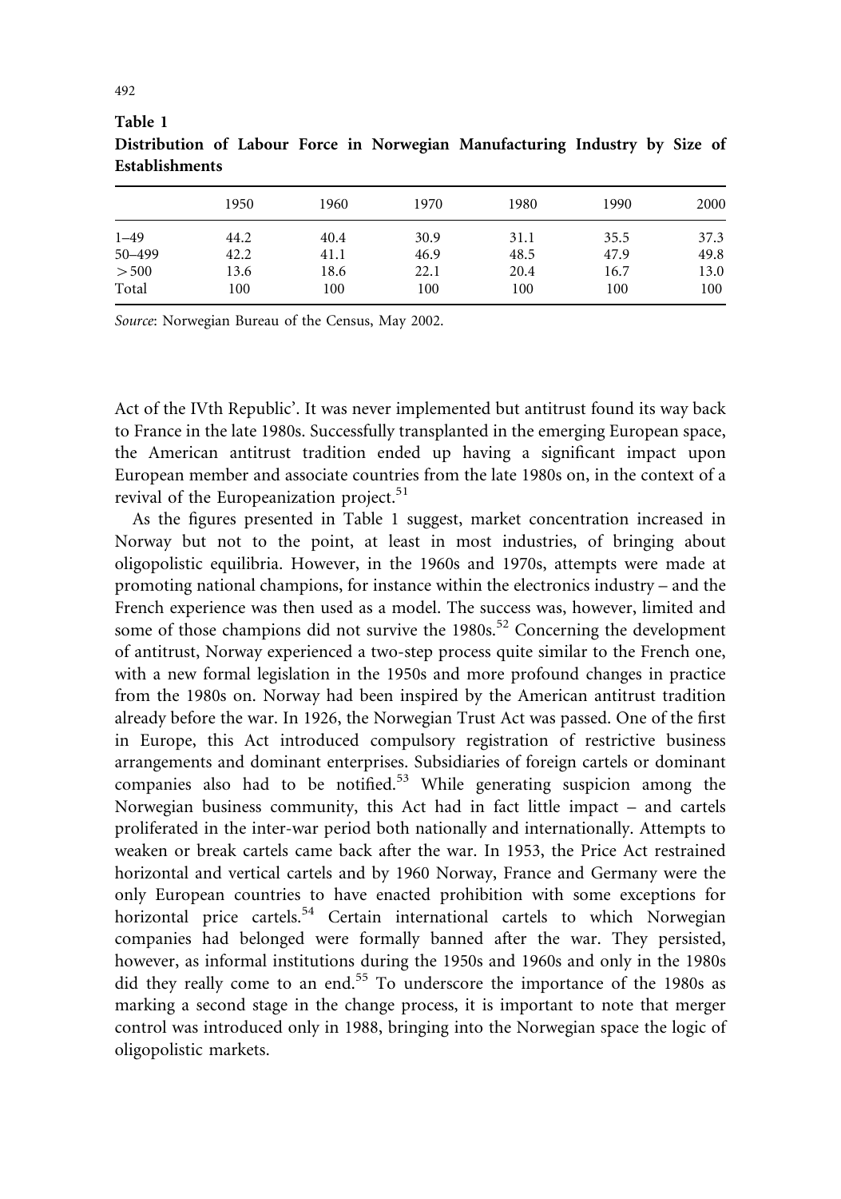**Table 1**

**Distribution of Labour Force in Norwegian Manufacturing Industry by Size of Establishments**

| | 1950 | 1960 | 1970 | 1980 | 1990 | 2000 |
|---|---|---|---|---|---|---|
| 1–49 | 44.2 | 40.4 | 30.9 | 31.1 | 35.5 | 37.3 |
| 50–499 | 42.2 | 41.1 | 46.9 | 48.5 | 47.9 | 49.8 |
| >500 | 13.6 | 18.6 | 22.1 | 20.4 | 16.7 | 13.0 |
| Total | 100 | 100 | 100 | 100 | 100 | 100 |

*Source*: Norwegian Bureau of the Census, May 2002.

Act of the IVth Republic'. It was never implemented but antitrust found its way back to France in the late 1980s. Successfully transplanted in the emerging European space, the American antitrust tradition ended up having a significant impact upon European member and associate countries from the late 1980s on, in the context of a revival of the Europeanization project.[51]

As the figures presented in Table 1 suggest, market concentration increased in Norway but not to the point, at least in most industries, of bringing about oligopolistic equilibria. However, in the 1960s and 1970s, attempts were made at promoting national champions, for instance within the electronics industry – and the French experience was then used as a model. The success was, however, limited and some of those champions did not survive the 1980s.[52] Concerning the development of antitrust, Norway experienced a two-step process quite similar to the French one, with a new formal legislation in the 1950s and more profound changes in practice from the 1980s on. Norway had been inspired by the American antitrust tradition already before the war. In 1926, the Norwegian Trust Act was passed. One of the first in Europe, this Act introduced compulsory registration of restrictive business arrangements and dominant enterprises. Subsidiaries of foreign cartels or dominant companies also had to be notified.[53] While generating suspicion among the Norwegian business community, this Act had in fact little impact – and cartels proliferated in the inter-war period both nationally and internationally. Attempts to weaken or break cartels came back after the war. In 1953, the Price Act restrained horizontal and vertical cartels and by 1960 Norway, France and Germany were the only European countries to have enacted prohibition with some exceptions for horizontal price cartels.[54] Certain international cartels to which Norwegian companies had belonged were formally banned after the war. They persisted, however, as informal institutions during the 1950s and 1960s and only in the 1980s did they really come to an end.[55] To underscore the importance of the 1980s as marking a second stage in the change process, it is important to note that merger control was introduced only in 1988, bringing into the Norwegian space the logic of oligopolistic markets.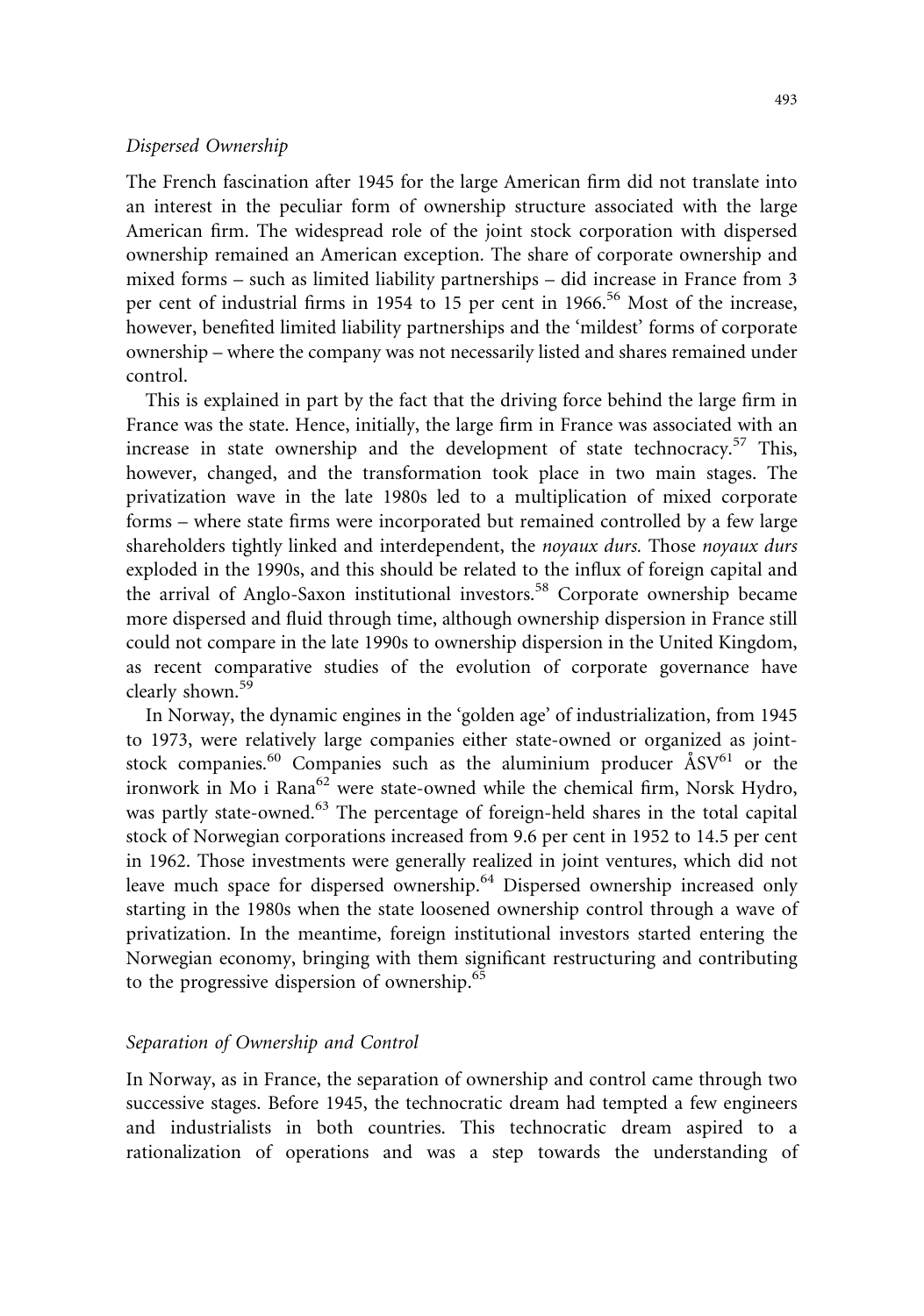### *Dispersed Ownership*

The French fascination after 1945 for the large American firm did not translate into an interest in the peculiar form of ownership structure associated with the large American firm. The widespread role of the joint stock corporation with dispersed ownership remained an American exception. The share of corporate ownership and mixed forms – such as limited liability partnerships – did increase in France from 3 per cent of industrial firms in 1954 to 15 per cent in 1966.[56] Most of the increase, however, benefited limited liability partnerships and the 'mildest' forms of corporate ownership – where the company was not necessarily listed and shares remained under control.

This is explained in part by the fact that the driving force behind the large firm in France was the state. Hence, initially, the large firm in France was associated with an increase in state ownership and the development of state technocracy.[57] This, however, changed, and the transformation took place in two main stages. The privatization wave in the late 1980s led to a multiplication of mixed corporate forms – where state firms were incorporated but remained controlled by a few large shareholders tightly linked and interdependent, the *noyaux durs.* Those *noyaux durs* exploded in the 1990s, and this should be related to the influx of foreign capital and the arrival of Anglo-Saxon institutional investors.[58] Corporate ownership became more dispersed and fluid through time, although ownership dispersion in France still could not compare in the late 1990s to ownership dispersion in the United Kingdom, as recent comparative studies of the evolution of corporate governance have clearly shown.[59]

In Norway, the dynamic engines in the 'golden age' of industrialization, from 1945 to 1973, were relatively large companies either state-owned or organized as joint-stock companies.[60] Companies such as the aluminium producer ÅSV[61] or the ironwork in Mo i Rana[62] were state-owned while the chemical firm, Norsk Hydro, was partly state-owned.[63] The percentage of foreign-held shares in the total capital stock of Norwegian corporations increased from 9.6 per cent in 1952 to 14.5 per cent in 1962. Those investments were generally realized in joint ventures, which did not leave much space for dispersed ownership.[64] Dispersed ownership increased only starting in the 1980s when the state loosened ownership control through a wave of privatization. In the meantime, foreign institutional investors started entering the Norwegian economy, bringing with them significant restructuring and contributing to the progressive dispersion of ownership.[65]

### *Separation of Ownership and Control*

In Norway, as in France, the separation of ownership and control came through two successive stages. Before 1945, the technocratic dream had tempted a few engineers and industrialists in both countries. This technocratic dream aspired to a rationalization of operations and was a step towards the understanding of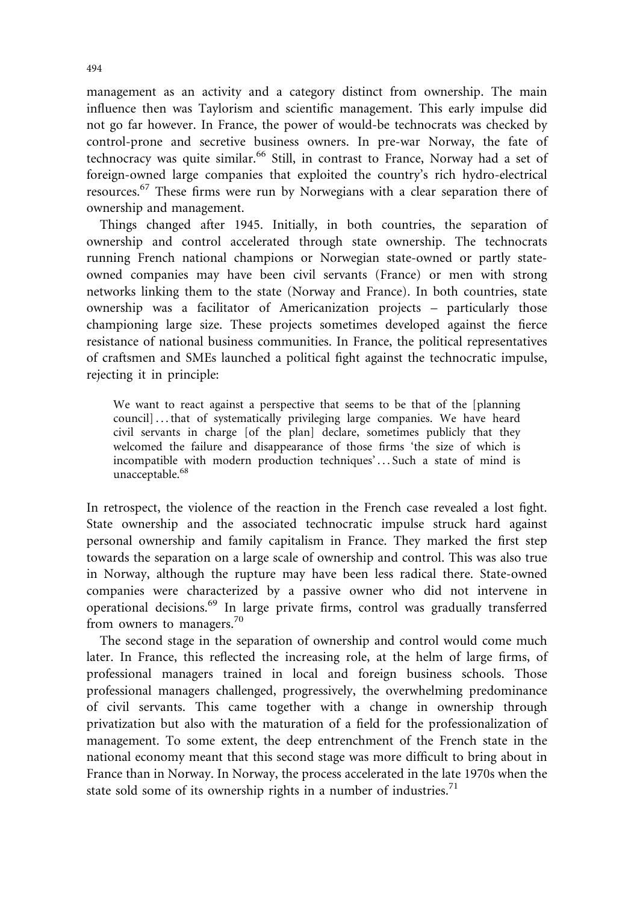management as an activity and a category distinct from ownership. The main influence then was Taylorism and scientific management. This early impulse did not go far however. In France, the power of would-be technocrats was checked by control-prone and secretive business owners. In pre-war Norway, the fate of technocracy was quite similar.[66] Still, in contrast to France, Norway had a set of foreign-owned large companies that exploited the country's rich hydro-electrical resources.[67] These firms were run by Norwegians with a clear separation there of ownership and management.

Things changed after 1945. Initially, in both countries, the separation of ownership and control accelerated through state ownership. The technocrats running French national champions or Norwegian state-owned or partly state-owned companies may have been civil servants (France) or men with strong networks linking them to the state (Norway and France). In both countries, state ownership was a facilitator of Americanization projects – particularly those championing large size. These projects sometimes developed against the fierce resistance of national business communities. In France, the political representatives of craftsmen and SMEs launched a political fight against the technocratic impulse, rejecting it in principle:

> We want to react against a perspective that seems to be that of the [planning council] ... that of systematically privileging large companies. We have heard civil servants in charge [of the plan] declare, sometimes publicly that they welcomed the failure and disappearance of those firms 'the size of which is incompatible with modern production techniques' ... Such a state of mind is unacceptable.[68]

In retrospect, the violence of the reaction in the French case revealed a lost fight. State ownership and the associated technocratic impulse struck hard against personal ownership and family capitalism in France. They marked the first step towards the separation on a large scale of ownership and control. This was also true in Norway, although the rupture may have been less radical there. State-owned companies were characterized by a passive owner who did not intervene in operational decisions.[69] In large private firms, control was gradually transferred from owners to managers.[70]

The second stage in the separation of ownership and control would come much later. In France, this reflected the increasing role, at the helm of large firms, of professional managers trained in local and foreign business schools. Those professional managers challenged, progressively, the overwhelming predominance of civil servants. This came together with a change in ownership through privatization but also with the maturation of a field for the professionalization of management. To some extent, the deep entrenchment of the French state in the national economy meant that this second stage was more difficult to bring about in France than in Norway. In Norway, the process accelerated in the late 1970s when the state sold some of its ownership rights in a number of industries.[71]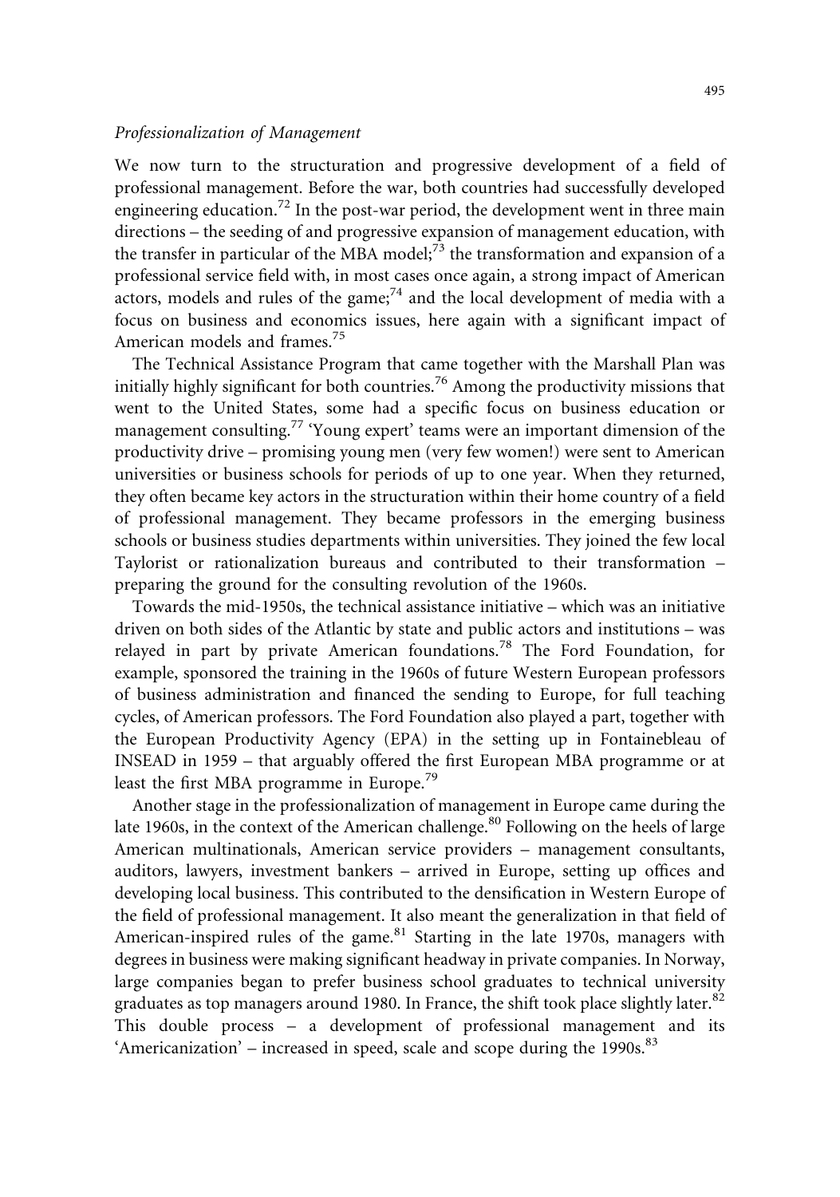*Professionalization of Management*

We now turn to the structuration and progressive development of a field of professional management. Before the war, both countries had successfully developed engineering education.[72] In the post-war period, the development went in three main directions – the seeding of and progressive expansion of management education, with the transfer in particular of the MBA model;[73] the transformation and expansion of a professional service field with, in most cases once again, a strong impact of American actors, models and rules of the game;[74] and the local development of media with a focus on business and economics issues, here again with a significant impact of American models and frames.[75]

The Technical Assistance Program that came together with the Marshall Plan was initially highly significant for both countries.[76] Among the productivity missions that went to the United States, some had a specific focus on business education or management consulting.[77] 'Young expert' teams were an important dimension of the productivity drive – promising young men (very few women!) were sent to American universities or business schools for periods of up to one year. When they returned, they often became key actors in the structuration within their home country of a field of professional management. They became professors in the emerging business schools or business studies departments within universities. They joined the few local Taylorist or rationalization bureaus and contributed to their transformation – preparing the ground for the consulting revolution of the 1960s.

Towards the mid-1950s, the technical assistance initiative – which was an initiative driven on both sides of the Atlantic by state and public actors and institutions – was relayed in part by private American foundations.[78] The Ford Foundation, for example, sponsored the training in the 1960s of future Western European professors of business administration and financed the sending to Europe, for full teaching cycles, of American professors. The Ford Foundation also played a part, together with the European Productivity Agency (EPA) in the setting up in Fontainebleau of INSEAD in 1959 – that arguably offered the first European MBA programme or at least the first MBA programme in Europe.[79]

Another stage in the professionalization of management in Europe came during the late 1960s, in the context of the American challenge.[80] Following on the heels of large American multinationals, American service providers – management consultants, auditors, lawyers, investment bankers – arrived in Europe, setting up offices and developing local business. This contributed to the densification in Western Europe of the field of professional management. It also meant the generalization in that field of American-inspired rules of the game.[81] Starting in the late 1970s, managers with degrees in business were making significant headway in private companies. In Norway, large companies began to prefer business school graduates to technical university graduates as top managers around 1980. In France, the shift took place slightly later.[82] This double process – a development of professional management and its 'Americanization' – increased in speed, scale and scope during the 1990s.[83]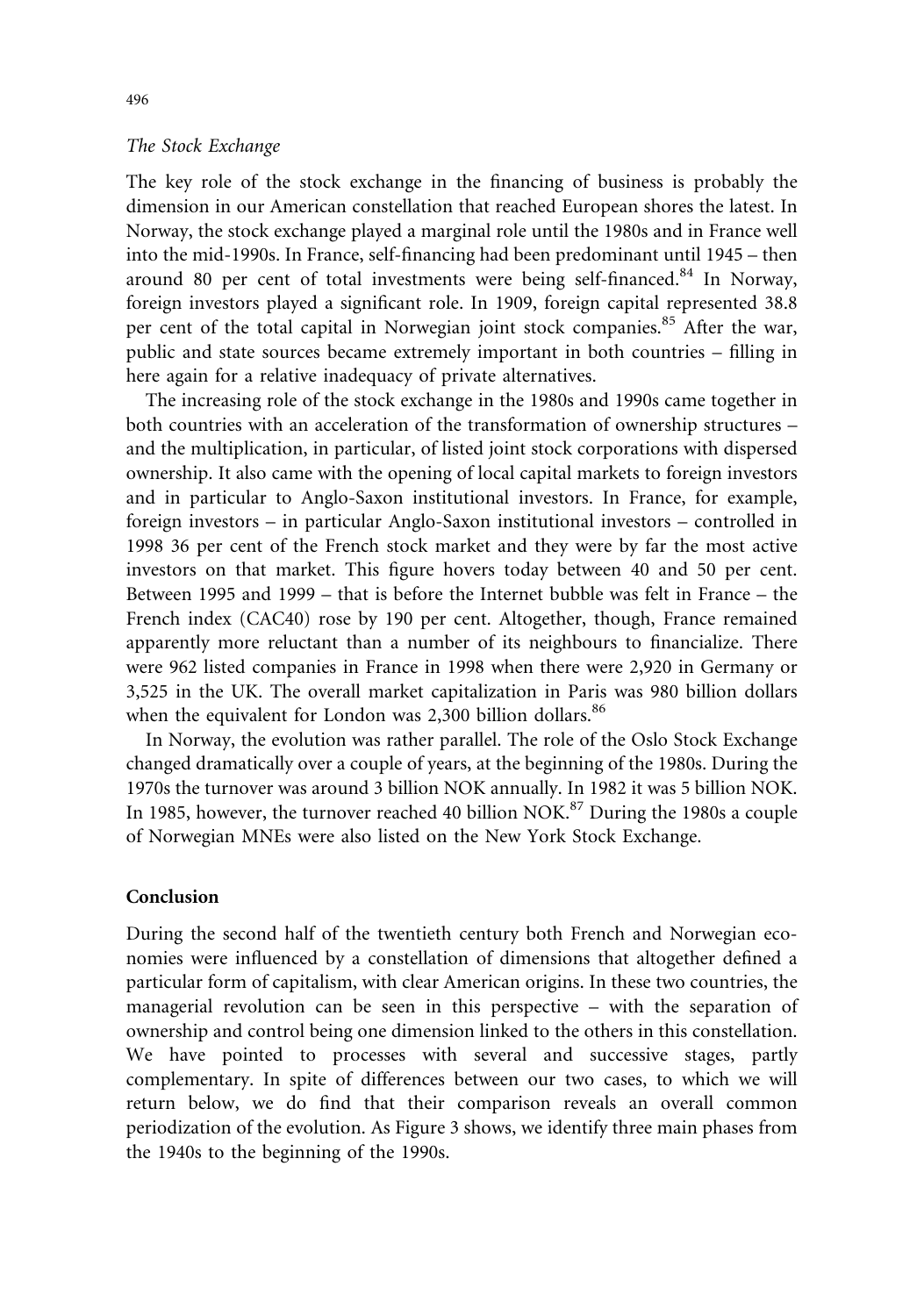### *The Stock Exchange*

The key role of the stock exchange in the financing of business is probably the dimension in our American constellation that reached European shores the latest. In Norway, the stock exchange played a marginal role until the 1980s and in France well into the mid-1990s. In France, self-financing had been predominant until 1945 – then around 80 per cent of total investments were being self-financed.[84] In Norway, foreign investors played a significant role. In 1909, foreign capital represented 38.8 per cent of the total capital in Norwegian joint stock companies.[85] After the war, public and state sources became extremely important in both countries – filling in here again for a relative inadequacy of private alternatives.

The increasing role of the stock exchange in the 1980s and 1990s came together in both countries with an acceleration of the transformation of ownership structures – and the multiplication, in particular, of listed joint stock corporations with dispersed ownership. It also came with the opening of local capital markets to foreign investors and in particular to Anglo-Saxon institutional investors. In France, for example, foreign investors – in particular Anglo-Saxon institutional investors – controlled in 1998 36 per cent of the French stock market and they were by far the most active investors on that market. This figure hovers today between 40 and 50 per cent. Between 1995 and 1999 – that is before the Internet bubble was felt in France – the French index (CAC40) rose by 190 per cent. Altogether, though, France remained apparently more reluctant than a number of its neighbours to financialize. There were 962 listed companies in France in 1998 when there were 2,920 in Germany or 3,525 in the UK. The overall market capitalization in Paris was 980 billion dollars when the equivalent for London was 2,300 billion dollars.[86]

In Norway, the evolution was rather parallel. The role of the Oslo Stock Exchange changed dramatically over a couple of years, at the beginning of the 1980s. During the 1970s the turnover was around 3 billion NOK annually. In 1982 it was 5 billion NOK. In 1985, however, the turnover reached 40 billion NOK.[87] During the 1980s a couple of Norwegian MNEs were also listed on the New York Stock Exchange.

## Conclusion

During the second half of the twentieth century both French and Norwegian economies were influenced by a constellation of dimensions that altogether defined a particular form of capitalism, with clear American origins. In these two countries, the managerial revolution can be seen in this perspective – with the separation of ownership and control being one dimension linked to the others in this constellation. We have pointed to processes with several and successive stages, partly complementary. In spite of differences between our two cases, to which we will return below, we do find that their comparison reveals an overall common periodization of the evolution. As Figure 3 shows, we identify three main phases from the 1940s to the beginning of the 1990s.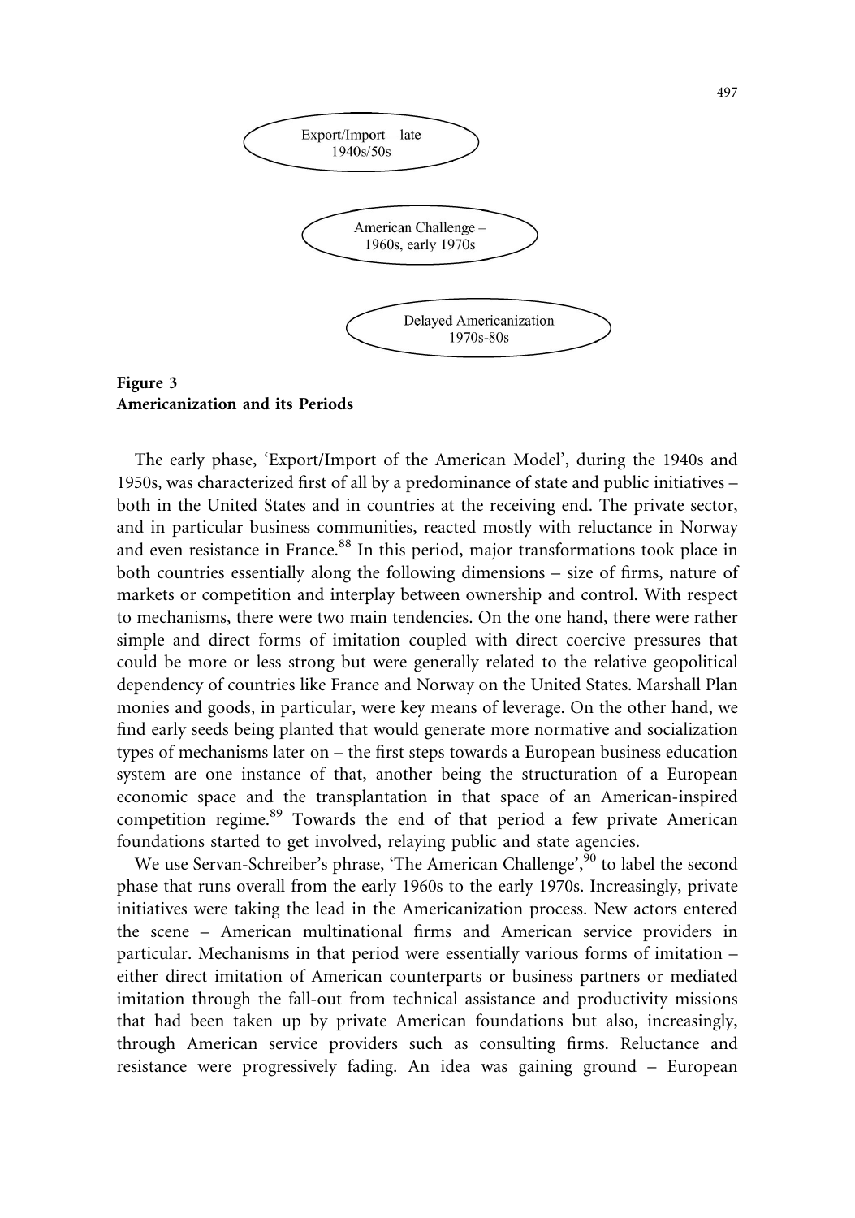Export/Import – late 1940s/50s

American Challenge – 1960s, early 1970s

Delayed Americanization 1970s-80s

**Figure 3**
**Americanization and its Periods**

The early phase, 'Export/Import of the American Model', during the 1940s and 1950s, was characterized first of all by a predominance of state and public initiatives – both in the United States and in countries at the receiving end. The private sector, and in particular business communities, reacted mostly with reluctance in Norway and even resistance in France.[88] In this period, major transformations took place in both countries essentially along the following dimensions – size of firms, nature of markets or competition and interplay between ownership and control. With respect to mechanisms, there were two main tendencies. On the one hand, there were rather simple and direct forms of imitation coupled with direct coercive pressures that could be more or less strong but were generally related to the relative geopolitical dependency of countries like France and Norway on the United States. Marshall Plan monies and goods, in particular, were key means of leverage. On the other hand, we find early seeds being planted that would generate more normative and socialization types of mechanisms later on – the first steps towards a European business education system are one instance of that, another being the structuration of a European economic space and the transplantation in that space of an American-inspired competition regime.[89] Towards the end of that period a few private American foundations started to get involved, relaying public and state agencies.

We use Servan-Schreiber's phrase, 'The American Challenge',[90] to label the second phase that runs overall from the early 1960s to the early 1970s. Increasingly, private initiatives were taking the lead in the Americanization process. New actors entered the scene – American multinational firms and American service providers in particular. Mechanisms in that period were essentially various forms of imitation – either direct imitation of American counterparts or business partners or mediated imitation through the fall-out from technical assistance and productivity missions that had been taken up by private American foundations but also, increasingly, through American service providers such as consulting firms. Reluctance and resistance were progressively fading. An idea was gaining ground – European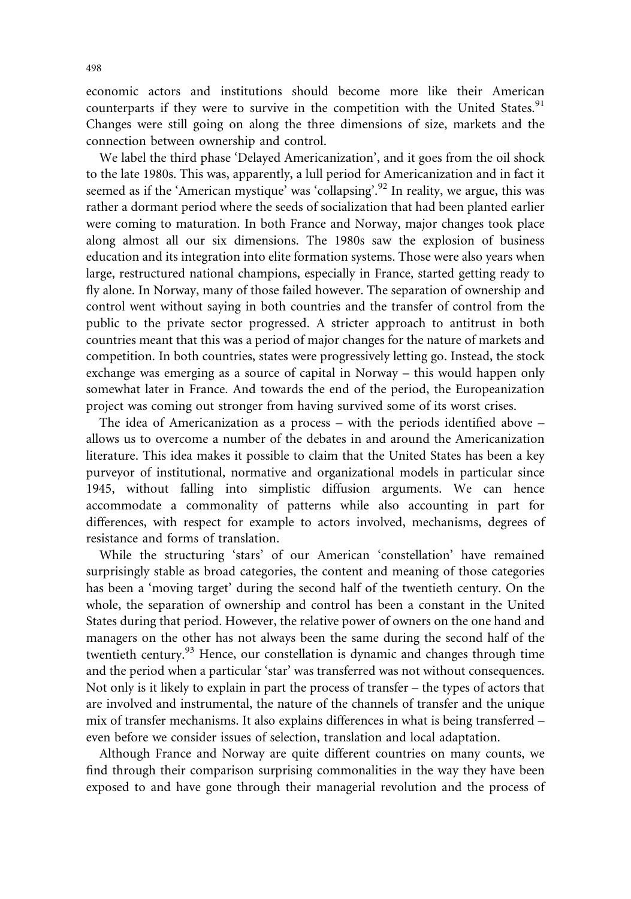economic actors and institutions should become more like their American counterparts if they were to survive in the competition with the United States.[91] Changes were still going on along the three dimensions of size, markets and the connection between ownership and control.

We label the third phase 'Delayed Americanization', and it goes from the oil shock to the late 1980s. This was, apparently, a lull period for Americanization and in fact it seemed as if the 'American mystique' was 'collapsing'.[92] In reality, we argue, this was rather a dormant period where the seeds of socialization that had been planted earlier were coming to maturation. In both France and Norway, major changes took place along almost all our six dimensions. The 1980s saw the explosion of business education and its integration into elite formation systems. Those were also years when large, restructured national champions, especially in France, started getting ready to fly alone. In Norway, many of those failed however. The separation of ownership and control went without saying in both countries and the transfer of control from the public to the private sector progressed. A stricter approach to antitrust in both countries meant that this was a period of major changes for the nature of markets and competition. In both countries, states were progressively letting go. Instead, the stock exchange was emerging as a source of capital in Norway – this would happen only somewhat later in France. And towards the end of the period, the Europeanization project was coming out stronger from having survived some of its worst crises.

The idea of Americanization as a process – with the periods identified above – allows us to overcome a number of the debates in and around the Americanization literature. This idea makes it possible to claim that the United States has been a key purveyor of institutional, normative and organizational models in particular since 1945, without falling into simplistic diffusion arguments. We can hence accommodate a commonality of patterns while also accounting in part for differences, with respect for example to actors involved, mechanisms, degrees of resistance and forms of translation.

While the structuring 'stars' of our American 'constellation' have remained surprisingly stable as broad categories, the content and meaning of those categories has been a 'moving target' during the second half of the twentieth century. On the whole, the separation of ownership and control has been a constant in the United States during that period. However, the relative power of owners on the one hand and managers on the other has not always been the same during the second half of the twentieth century.[93] Hence, our constellation is dynamic and changes through time and the period when a particular 'star' was transferred was not without consequences. Not only is it likely to explain in part the process of transfer – the types of actors that are involved and instrumental, the nature of the channels of transfer and the unique mix of transfer mechanisms. It also explains differences in what is being transferred – even before we consider issues of selection, translation and local adaptation.

Although France and Norway are quite different countries on many counts, we find through their comparison surprising commonalities in the way they have been exposed to and have gone through their managerial revolution and the process of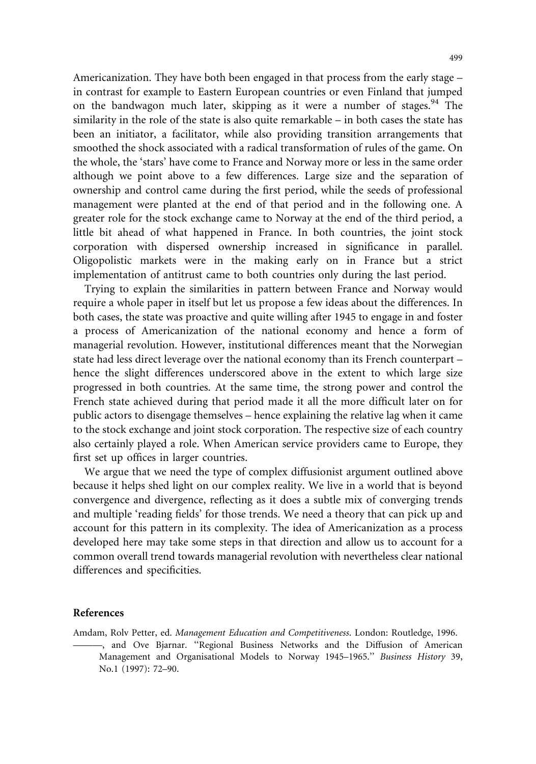Americanization. They have both been engaged in that process from the early stage – in contrast for example to Eastern European countries or even Finland that jumped on the bandwagon much later, skipping as it were a number of stages.[94] The similarity in the role of the state is also quite remarkable – in both cases the state has been an initiator, a facilitator, while also providing transition arrangements that smoothed the shock associated with a radical transformation of rules of the game. On the whole, the 'stars' have come to France and Norway more or less in the same order although we point above to a few differences. Large size and the separation of ownership and control came during the first period, while the seeds of professional management were planted at the end of that period and in the following one. A greater role for the stock exchange came to Norway at the end of the third period, a little bit ahead of what happened in France. In both countries, the joint stock corporation with dispersed ownership increased in significance in parallel. Oligopolistic markets were in the making early on in France but a strict implementation of antitrust came to both countries only during the last period.

Trying to explain the similarities in pattern between France and Norway would require a whole paper in itself but let us propose a few ideas about the differences. In both cases, the state was proactive and quite willing after 1945 to engage in and foster a process of Americanization of the national economy and hence a form of managerial revolution. However, institutional differences meant that the Norwegian state had less direct leverage over the national economy than its French counterpart – hence the slight differences underscored above in the extent to which large size progressed in both countries. At the same time, the strong power and control the French state achieved during that period made it all the more difficult later on for public actors to disengage themselves – hence explaining the relative lag when it came to the stock exchange and joint stock corporation. The respective size of each country also certainly played a role. When American service providers came to Europe, they first set up offices in larger countries.

We argue that we need the type of complex diffusionist argument outlined above because it helps shed light on our complex reality. We live in a world that is beyond convergence and divergence, reflecting as it does a subtle mix of converging trends and multiple 'reading fields' for those trends. We need a theory that can pick up and account for this pattern in its complexity. The idea of Americanization as a process developed here may take some steps in that direction and allow us to account for a common overall trend towards managerial revolution with nevertheless clear national differences and specificities.

## References

Amdam, Rolv Petter, ed. *Management Education and Competitiveness*. London: Routledge, 1996.

———, and Ove Bjarnar. "Regional Business Networks and the Diffusion of American Management and Organisational Models to Norway 1945–1965." *Business History* 39, No.1 (1997): 72–90.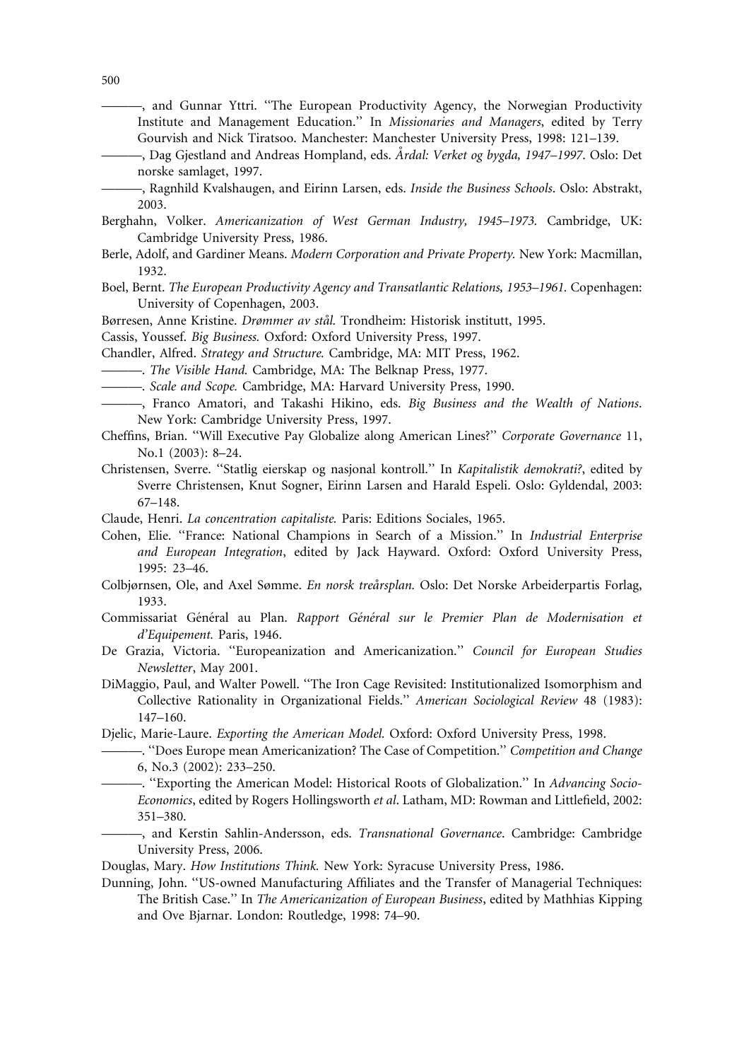———, and Gunnar Yttri. "The European Productivity Agency, the Norwegian Productivity Institute and Management Education." In *Missionaries and Managers*, edited by Terry Gourvish and Nick Tiratsoo. Manchester: Manchester University Press, 1998: 121–139.

———, Dag Gjestland and Andreas Hompland, eds. *Årdal: Verket og bygda, 1947–1997*. Oslo: Det norske samlaget, 1997.

———, Ragnhild Kvalshaugen, and Eirinn Larsen, eds. *Inside the Business Schools*. Oslo: Abstrakt, 2003.

Berghahn, Volker. *Americanization of West German Industry, 1945–1973.* Cambridge, UK: Cambridge University Press, 1986.

Berle, Adolf, and Gardiner Means. *Modern Corporation and Private Property.* New York: Macmillan, 1932.

Boel, Bernt. *The European Productivity Agency and Transatlantic Relations, 1953–1961.* Copenhagen: University of Copenhagen, 2003.

Børresen, Anne Kristine. *Drømmer av stål.* Trondheim: Historisk institutt, 1995.

Cassis, Youssef. *Big Business.* Oxford: Oxford University Press, 1997.

Chandler, Alfred. *Strategy and Structure.* Cambridge, MA: MIT Press, 1962.

———. *The Visible Hand.* Cambridge, MA: The Belknap Press, 1977.

———. *Scale and Scope.* Cambridge, MA: Harvard University Press, 1990.

———, Franco Amatori, and Takashi Hikino, eds. *Big Business and the Wealth of Nations*. New York: Cambridge University Press, 1997.

Cheffins, Brian. "Will Executive Pay Globalize along American Lines?" *Corporate Governance* 11, No.1 (2003): 8–24.

Christensen, Sverre. "Statlig eierskap og nasjonal kontroll." In *Kapitalistik demokrati?*, edited by Sverre Christensen, Knut Sogner, Eirinn Larsen and Harald Espeli. Oslo: Gyldendal, 2003: 67–148.

Claude, Henri. *La concentration capitaliste.* Paris: Editions Sociales, 1965.

Cohen, Elie. "France: National Champions in Search of a Mission." In *Industrial Enterprise and European Integration*, edited by Jack Hayward. Oxford: Oxford University Press, 1995: 23–46.

Colbjørnsen, Ole, and Axel Sømme. *En norsk treårsplan.* Oslo: Det Norske Arbeiderpartis Forlag, 1933.

Commissariat Général au Plan. *Rapport Général sur le Premier Plan de Modernisation et d'Equipement.* Paris, 1946.

De Grazia, Victoria. "Europeanization and Americanization." *Council for European Studies Newsletter*, May 2001.

DiMaggio, Paul, and Walter Powell. "The Iron Cage Revisited: Institutionalized Isomorphism and Collective Rationality in Organizational Fields." *American Sociological Review* 48 (1983): 147–160.

Djelic, Marie-Laure. *Exporting the American Model.* Oxford: Oxford University Press, 1998.

———. "Does Europe mean Americanization? The Case of Competition." *Competition and Change* 6, No.3 (2002): 233–250.

———. "Exporting the American Model: Historical Roots of Globalization." In *Advancing Socio-Economics*, edited by Rogers Hollingsworth *et al*. Latham, MD: Rowman and Littlefield, 2002: 351–380.

———, and Kerstin Sahlin-Andersson, eds. *Transnational Governance*. Cambridge: Cambridge University Press, 2006.

Douglas, Mary. *How Institutions Think.* New York: Syracuse University Press, 1986.

Dunning, John. "US-owned Manufacturing Affiliates and the Transfer of Managerial Techniques: The British Case." In *The Americanization of European Business*, edited by Mathhias Kipping and Ove Bjarnar. London: Routledge, 1998: 74–90.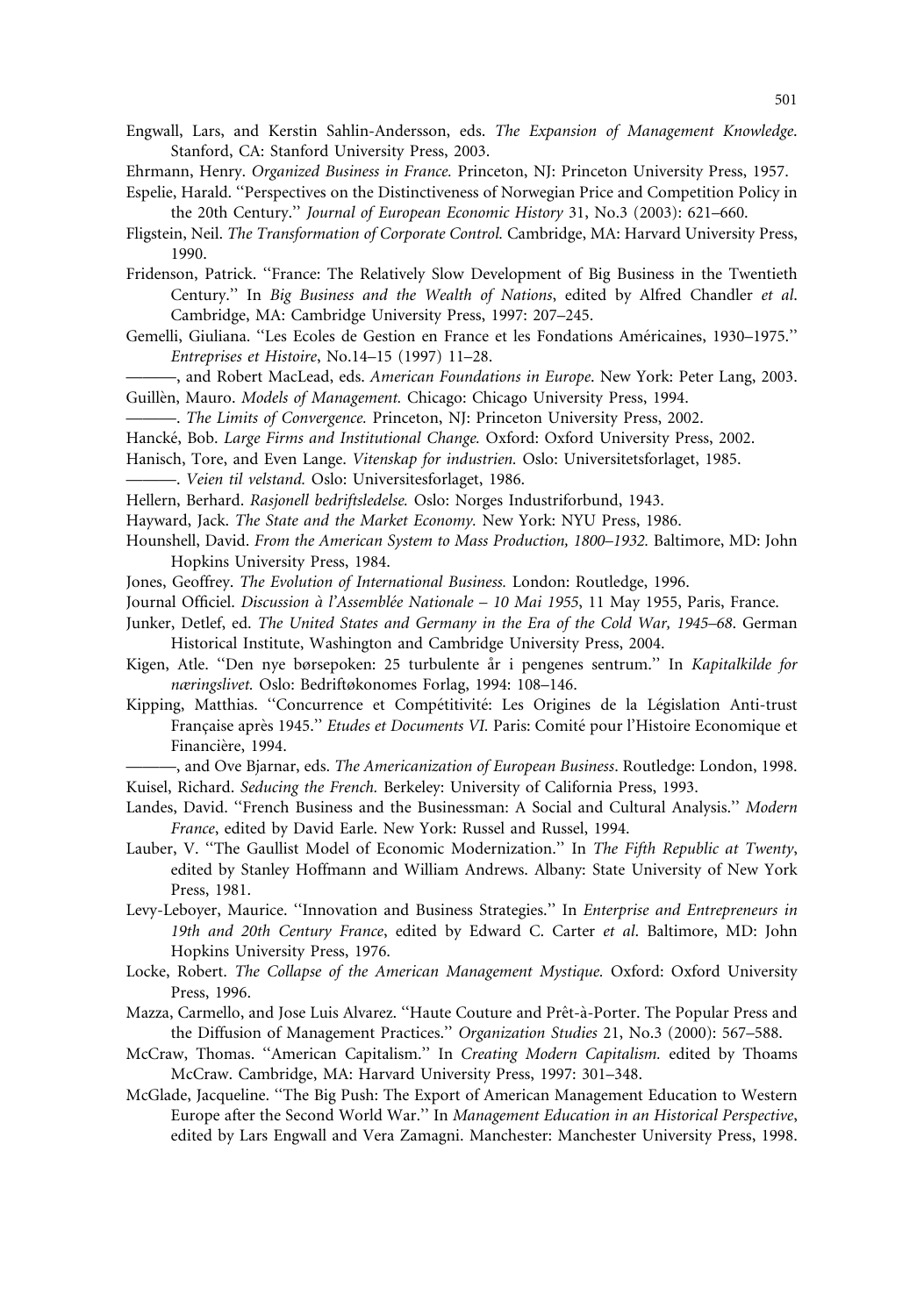Engwall, Lars, and Kerstin Sahlin-Andersson, eds. *The Expansion of Management Knowledge*. Stanford, CA: Stanford University Press, 2003.

Ehrmann, Henry. *Organized Business in France.* Princeton, NJ: Princeton University Press, 1957.

Espelie, Harald. ''Perspectives on the Distinctiveness of Norwegian Price and Competition Policy in the 20th Century.'' *Journal of European Economic History* 31, No.3 (2003): 621–660.

Fligstein, Neil. *The Transformation of Corporate Control.* Cambridge, MA: Harvard University Press, 1990.

Fridenson, Patrick. ''France: The Relatively Slow Development of Big Business in the Twentieth Century.'' In *Big Business and the Wealth of Nations*, edited by Alfred Chandler *et al*. Cambridge, MA: Cambridge University Press, 1997: 207–245.

Gemelli, Giuliana. ''Les Ecoles de Gestion en France et les Fondations Américaines, 1930–1975.'' *Entreprises et Histoire*, No.14–15 (1997) 11–28.

———, and Robert MacLead, eds. *American Foundations in Europe*. New York: Peter Lang, 2003.

Guillèn, Mauro. *Models of Management.* Chicago: Chicago University Press, 1994.

———. *The Limits of Convergence.* Princeton, NJ: Princeton University Press, 2002.

Hancké, Bob. *Large Firms and Institutional Change.* Oxford: Oxford University Press, 2002.

Hanisch, Tore, and Even Lange. *Vitenskap for industrien.* Oslo: Universitetsforlaget, 1985.

———. *Veien til velstand.* Oslo: Universitesforlaget, 1986.

Hellern, Berhard. *Rasjonell bedriftsledelse.* Oslo: Norges Industriforbund, 1943.

Hayward, Jack. *The State and the Market Economy.* New York: NYU Press, 1986.

Hounshell, David. *From the American System to Mass Production, 1800–1932.* Baltimore, MD: John Hopkins University Press, 1984.

Jones, Geoffrey. *The Evolution of International Business.* London: Routledge, 1996.

Journal Officiel. *Discussion à l'Assemblée Nationale – 10 Mai 1955*, 11 May 1955, Paris, France.

Junker, Detlef, ed. *The United States and Germany in the Era of the Cold War, 1945–68*. German Historical Institute, Washington and Cambridge University Press, 2004.

Kigen, Atle. ''Den nye børsepoken: 25 turbulente år i pengenes sentrum.'' In *Kapitalkilde for næringslivet.* Oslo: Bedriftøkonomes Forlag, 1994: 108–146.

Kipping, Matthias. ''Concurrence et Compétitivité: Les Origines de la Législation Anti-trust Française après 1945.'' *Etudes et Documents VI.* Paris: Comité pour l'Histoire Economique et Financière, 1994.

———, and Ove Bjarnar, eds. *The Americanization of European Business*. Routledge: London, 1998.

Kuisel, Richard. *Seducing the French.* Berkeley: University of California Press, 1993.

Landes, David. ''French Business and the Businessman: A Social and Cultural Analysis.'' *Modern France*, edited by David Earle. New York: Russel and Russel, 1994.

Lauber, V. ''The Gaullist Model of Economic Modernization.'' In *The Fifth Republic at Twenty*, edited by Stanley Hoffmann and William Andrews. Albany: State University of New York Press, 1981.

Levy-Leboyer, Maurice. ''Innovation and Business Strategies.'' In *Enterprise and Entrepreneurs in 19th and 20th Century France*, edited by Edward C. Carter *et al*. Baltimore, MD: John Hopkins University Press, 1976.

Locke, Robert. *The Collapse of the American Management Mystique.* Oxford: Oxford University Press, 1996.

Mazza, Carmello, and Jose Luis Alvarez. ''Haute Couture and Prêt-à-Porter. The Popular Press and the Diffusion of Management Practices.'' *Organization Studies* 21, No.3 (2000): 567–588.

McCraw, Thomas. ''American Capitalism.'' In *Creating Modern Capitalism.* edited by Thoams McCraw. Cambridge, MA: Harvard University Press, 1997: 301–348.

McGlade, Jacqueline. ''The Big Push: The Export of American Management Education to Western Europe after the Second World War.'' In *Management Education in an Historical Perspective*, edited by Lars Engwall and Vera Zamagni. Manchester: Manchester University Press, 1998.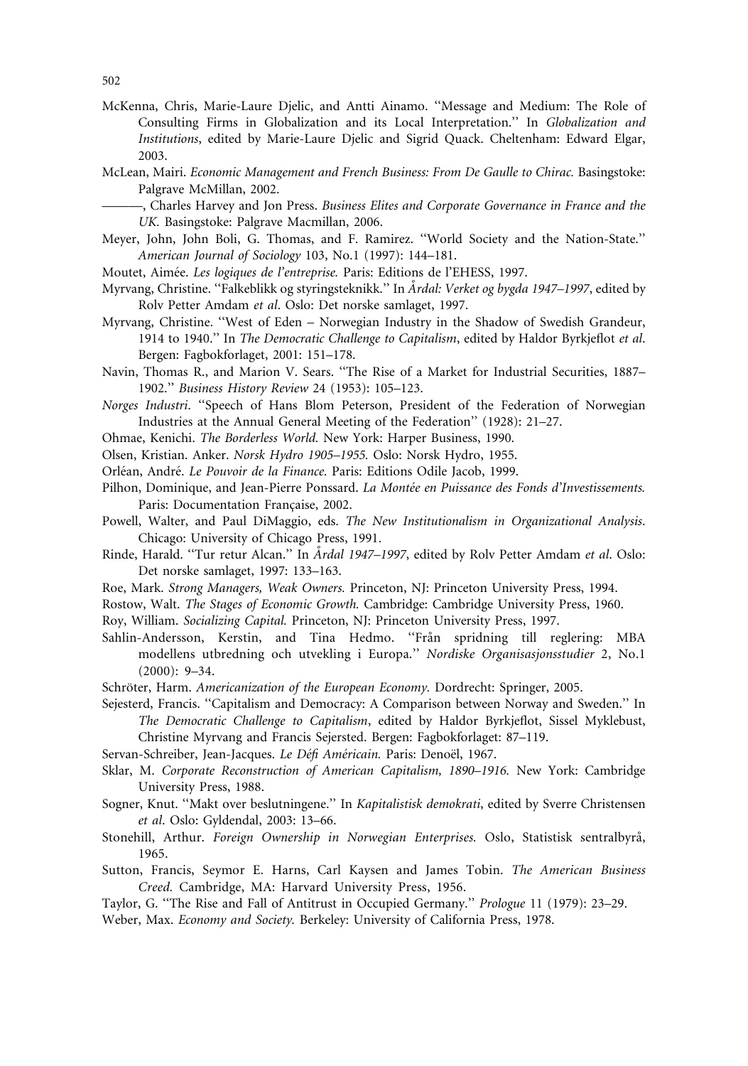McKenna, Chris, Marie-Laure Djelic, and Antti Ainamo. ''Message and Medium: The Role of Consulting Firms in Globalization and its Local Interpretation.'' In *Globalization and Institutions*, edited by Marie-Laure Djelic and Sigrid Quack. Cheltenham: Edward Elgar, 2003.

McLean, Mairi. *Economic Management and French Business: From De Gaulle to Chirac.* Basingstoke: Palgrave McMillan, 2002.

———, Charles Harvey and Jon Press. *Business Elites and Corporate Governance in France and the UK.* Basingstoke: Palgrave Macmillan, 2006.

Meyer, John, John Boli, G. Thomas, and F. Ramirez. ''World Society and the Nation-State.'' *American Journal of Sociology* 103, No.1 (1997): 144–181.

Moutet, Aimée. *Les logiques de l'entreprise.* Paris: Editions de l'EHESS, 1997.

Myrvang, Christine. ''Falkeblikk og styringsteknikk.'' In *Årdal: Verket og bygda 1947–1997*, edited by Rolv Petter Amdam *et al*. Oslo: Det norske samlaget, 1997.

Myrvang, Christine. ''West of Eden – Norwegian Industry in the Shadow of Swedish Grandeur, 1914 to 1940.'' In *The Democratic Challenge to Capitalism*, edited by Haldor Byrkjeflot *et al*. Bergen: Fagbokforlaget, 2001: 151–178.

Navin, Thomas R., and Marion V. Sears. ''The Rise of a Market for Industrial Securities, 1887–1902.'' *Business History Review* 24 (1953): 105–123.

*Norges Industri*. ''Speech of Hans Blom Peterson, President of the Federation of Norwegian Industries at the Annual General Meeting of the Federation'' (1928): 21–27.

Ohmae, Kenichi. *The Borderless World.* New York: Harper Business, 1990.

Olsen, Kristian. Anker. *Norsk Hydro 1905–1955.* Oslo: Norsk Hydro, 1955.

Orléan, André. *Le Pouvoir de la Finance.* Paris: Editions Odile Jacob, 1999.

Pilhon, Dominique, and Jean-Pierre Ponssard. *La Montée en Puissance des Fonds d'Investissements.* Paris: Documentation Française, 2002.

Powell, Walter, and Paul DiMaggio, eds. *The New Institutionalism in Organizational Analysis*. Chicago: University of Chicago Press, 1991.

Rinde, Harald. ''Tur retur Alcan.'' In *Årdal 1947–1997*, edited by Rolv Petter Amdam *et al*. Oslo: Det norske samlaget, 1997: 133–163.

Roe, Mark. *Strong Managers, Weak Owners.* Princeton, NJ: Princeton University Press, 1994.

Rostow, Walt. *The Stages of Economic Growth.* Cambridge: Cambridge University Press, 1960.

Roy, William. *Socializing Capital.* Princeton, NJ: Princeton University Press, 1997.

Sahlin-Andersson, Kerstin, and Tina Hedmo. ''Från spridning till reglering: MBA modellens utbredning och utvekling i Europa.'' *Nordiske Organisasjonsstudier* 2, No.1 (2000): 9–34.

Schröter, Harm. *Americanization of the European Economy.* Dordrecht: Springer, 2005.

Sejesterd, Francis. ''Capitalism and Democracy: A Comparison between Norway and Sweden.'' In *The Democratic Challenge to Capitalism*, edited by Haldor Byrkjeflot, Sissel Myklebust, Christine Myrvang and Francis Sejersted. Bergen: Fagbokforlaget: 87–119.

Servan-Schreiber, Jean-Jacques. *Le Défi Américain.* Paris: Denoël, 1967.

Sklar, M. *Corporate Reconstruction of American Capitalism, 1890–1916.* New York: Cambridge University Press, 1988.

Sogner, Knut. ''Makt over beslutningene.'' In *Kapitalistisk demokrati*, edited by Sverre Christensen *et al*. Oslo: Gyldendal, 2003: 13–66.

Stonehill, Arthur. *Foreign Ownership in Norwegian Enterprises.* Oslo, Statistisk sentralbyrå, 1965.

Sutton, Francis, Seymor E. Harns, Carl Kaysen and James Tobin. *The American Business Creed.* Cambridge, MA: Harvard University Press, 1956.

Taylor, G. ''The Rise and Fall of Antitrust in Occupied Germany.'' *Prologue* 11 (1979): 23–29.

Weber, Max. *Economy and Society.* Berkeley: University of California Press, 1978.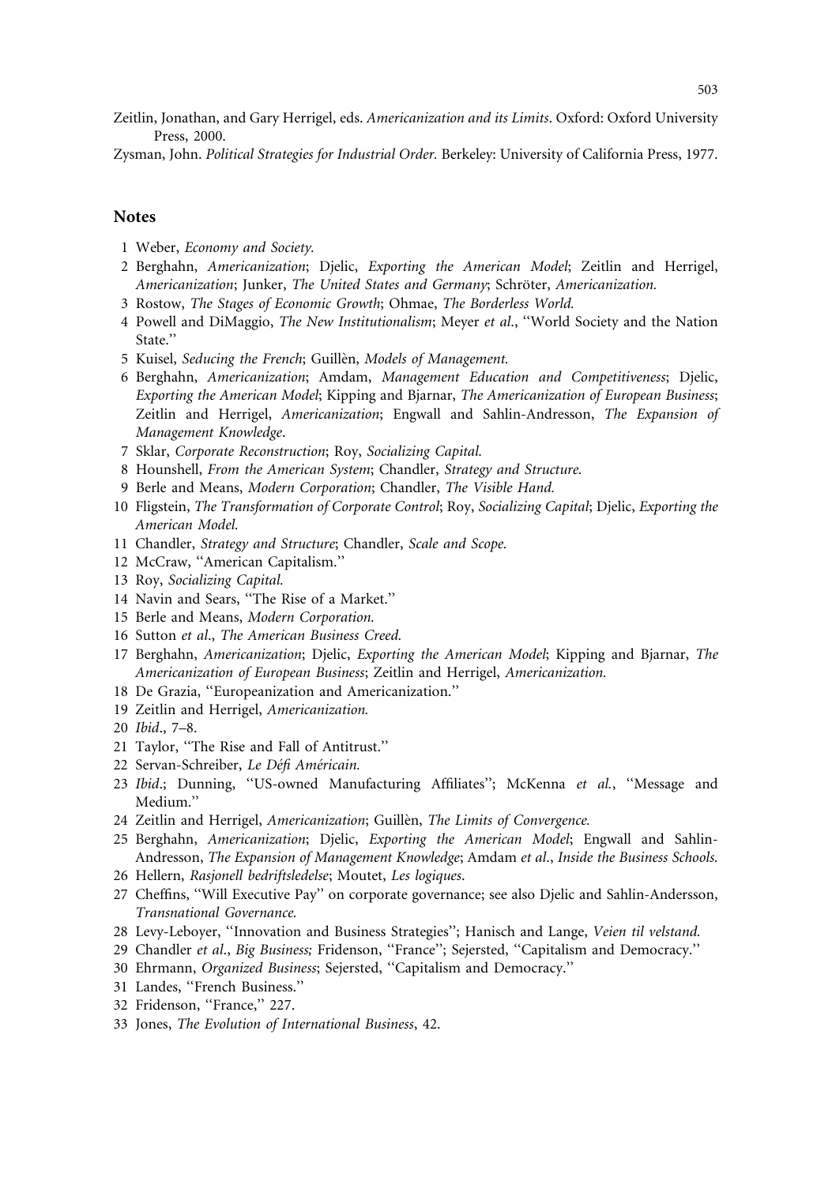Zeitlin, Jonathan, and Gary Herrigel, eds. *Americanization and its Limits*. Oxford: Oxford University Press, 2000.

Zysman, John. *Political Strategies for Industrial Order*. Berkeley: University of California Press, 1977.

## Notes

1 Weber, *Economy and Society*.

2 Berghahn, *Americanization*; Djelic, *Exporting the American Model*; Zeitlin and Herrigel, *Americanization*; Junker, *The United States and Germany*; Schröter, *Americanization*.

3 Rostow, *The Stages of Economic Growth*; Ohmae, *The Borderless World*.

4 Powell and DiMaggio, *The New Institutionalism*; Meyer *et al*., ''World Society and the Nation State.''

5 Kuisel, *Seducing the French*; Guillèn, *Models of Management*.

6 Berghahn, *Americanization*; Amdam, *Management Education and Competitiveness*; Djelic, *Exporting the American Model*; Kipping and Bjarnar, *The Americanization of European Business*; Zeitlin and Herrigel, *Americanization*; Engwall and Sahlin-Andresson, *The Expansion of Management Knowledge*.

7 Sklar, *Corporate Reconstruction*; Roy, *Socializing Capital*.

8 Hounshell, *From the American System*; Chandler, *Strategy and Structure*.

9 Berle and Means, *Modern Corporation*; Chandler, *The Visible Hand*.

10 Fligstein, *The Transformation of Corporate Control*; Roy, *Socializing Capital*; Djelic, *Exporting the American Model*.

11 Chandler, *Strategy and Structure*; Chandler, *Scale and Scope*.

12 McCraw, ''American Capitalism.''

13 Roy, *Socializing Capital*.

14 Navin and Sears, ''The Rise of a Market.''

15 Berle and Means, *Modern Corporation*.

16 Sutton *et al*., *The American Business Creed*.

17 Berghahn, *Americanization*; Djelic, *Exporting the American Model*; Kipping and Bjarnar, *The Americanization of European Business*; Zeitlin and Herrigel, *Americanization*.

18 De Grazia, ''Europeanization and Americanization.''

19 Zeitlin and Herrigel, *Americanization*.

20 *Ibid*., 7–8.

21 Taylor, ''The Rise and Fall of Antitrust.''

22 Servan-Schreiber, *Le Défi Américain*.

23 *Ibid*.; Dunning, ''US-owned Manufacturing Affiliates''; McKenna *et al*., ''Message and Medium.''

24 Zeitlin and Herrigel, *Americanization*; Guillèn, *The Limits of Convergence*.

25 Berghahn, *Americanization*; Djelic, *Exporting the American Model*; Engwall and Sahlin-Andresson, *The Expansion of Management Knowledge*; Amdam *et al*., *Inside the Business Schools*.

26 Hellern, *Rasjonell bedriftsledelse*; Moutet, *Les logiques*.

27 Cheffins, ''Will Executive Pay'' on corporate governance; see also Djelic and Sahlin-Andersson, *Transnational Governance*.

28 Levy-Leboyer, ''Innovation and Business Strategies''; Hanisch and Lange, *Veien til velstand*.

29 Chandler *et al*., *Big Business;* Fridenson, ''France''; Sejersted, ''Capitalism and Democracy.''

30 Ehrmann, *Organized Business*; Sejersted, ''Capitalism and Democracy.''

31 Landes, ''French Business.''

32 Fridenson, ''France,'' 227.

33 Jones, *The Evolution of International Business*, 42.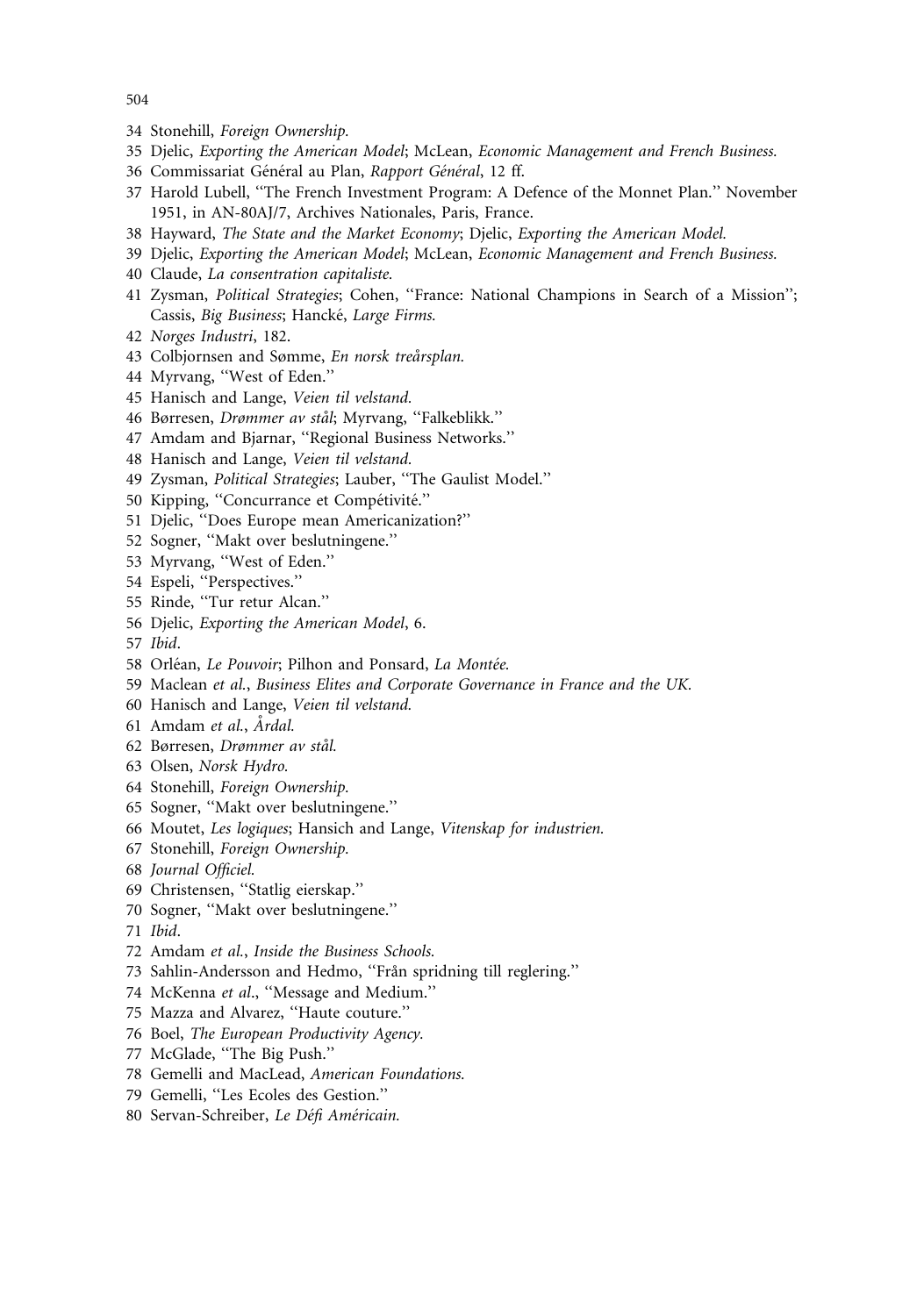34 Stonehill, *Foreign Ownership.*
35 Djelic, *Exporting the American Model*; McLean, *Economic Management and French Business.*
36 Commissariat Général au Plan, *Rapport Général*, 12 ff.
37 Harold Lubell, ''The French Investment Program: A Defence of the Monnet Plan.'' November 1951, in AN-80AJ/7, Archives Nationales, Paris, France.
38 Hayward, *The State and the Market Economy*; Djelic, *Exporting the American Model.*
39 Djelic, *Exporting the American Model*; McLean, *Economic Management and French Business.*
40 Claude, *La consentration capitaliste.*
41 Zysman, *Political Strategies*; Cohen, ''France: National Champions in Search of a Mission''; Cassis, *Big Business*; Hancké, *Large Firms.*
42 *Norges Industri*, 182.
43 Colbjornsen and Sømme, *En norsk treårsplan.*
44 Myrvang, ''West of Eden.''
45 Hanisch and Lange, *Veien til velstand.*
46 Børresen, *Drømmer av stål*; Myrvang, ''Falkeblikk.''
47 Amdam and Bjarnar, ''Regional Business Networks.''
48 Hanisch and Lange, *Veien til velstand.*
49 Zysman, *Political Strategies*; Lauber, ''The Gaulist Model.''
50 Kipping, ''Concurrance et Compétivité.''
51 Djelic, ''Does Europe mean Americanization?''
52 Sogner, ''Makt over beslutningene.''
53 Myrvang, ''West of Eden.''
54 Espeli, ''Perspectives.''
55 Rinde, ''Tur retur Alcan.''
56 Djelic, *Exporting the American Model*, 6.
57 *Ibid*.
58 Orléan, *Le Pouvoir*; Pilhon and Ponsard, *La Montée.*
59 Maclean *et al.*, *Business Elites and Corporate Governance in France and the UK.*
60 Hanisch and Lange, *Veien til velstand.*
61 Amdam *et al.*, *Årdal.*
62 Børresen, *Drømmer av stål.*
63 Olsen, *Norsk Hydro.*
64 Stonehill, *Foreign Ownership.*
65 Sogner, ''Makt over beslutningene.''
66 Moutet, *Les logiques*; Hansich and Lange, *Vitenskap for industrien.*
67 Stonehill, *Foreign Ownership.*
68 *Journal Officiel.*
69 Christensen, ''Statlig eierskap.''
70 Sogner, ''Makt over beslutningene.''
71 *Ibid*.
72 Amdam *et al.*, *Inside the Business Schools.*
73 Sahlin-Andersson and Hedmo, ''Från spridning till reglering.''
74 McKenna *et al.*, ''Message and Medium.''
75 Mazza and Alvarez, ''Haute couture.''
76 Boel, *The European Productivity Agency.*
77 McGlade, ''The Big Push.''
78 Gemelli and MacLead, *American Foundations.*
79 Gemelli, ''Les Ecoles des Gestion.''
80 Servan-Schreiber, *Le Défi Américain.*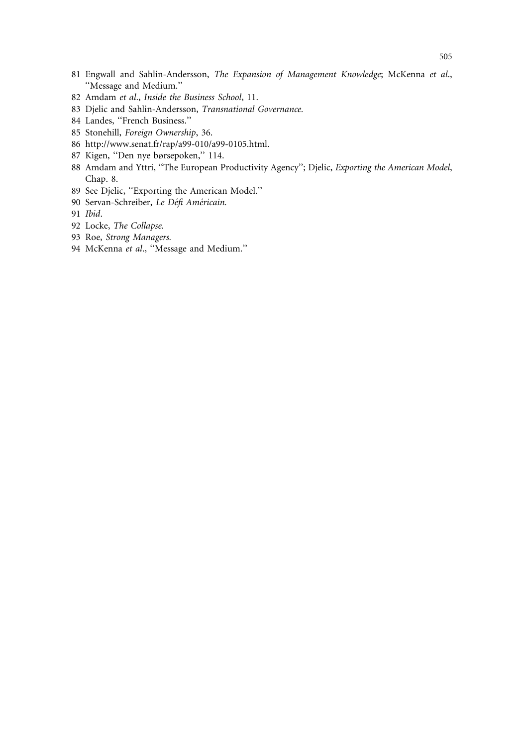81 Engwall and Sahlin-Andersson, *The Expansion of Management Knowledge*; McKenna *et al*., "Message and Medium."

82 Amdam *et al*., *Inside the Business School*, 11.

83 Djelic and Sahlin-Andersson, *Transnational Governance.*

84 Landes, "French Business."

85 Stonehill, *Foreign Ownership*, 36.

86 http://www.senat.fr/rap/a99-010/a99-0105.html.

87 Kigen, "Den nye børsepoken," 114.

88 Amdam and Yttri, "The European Productivity Agency"; Djelic, *Exporting the American Model*, Chap. 8.

89 See Djelic, "Exporting the American Model."

90 Servan-Schreiber, *Le Défi Américain.*

91 *Ibid*.

92 Locke, *The Collapse.*

93 Roe, *Strong Managers.*

94 McKenna *et al*., "Message and Medium."